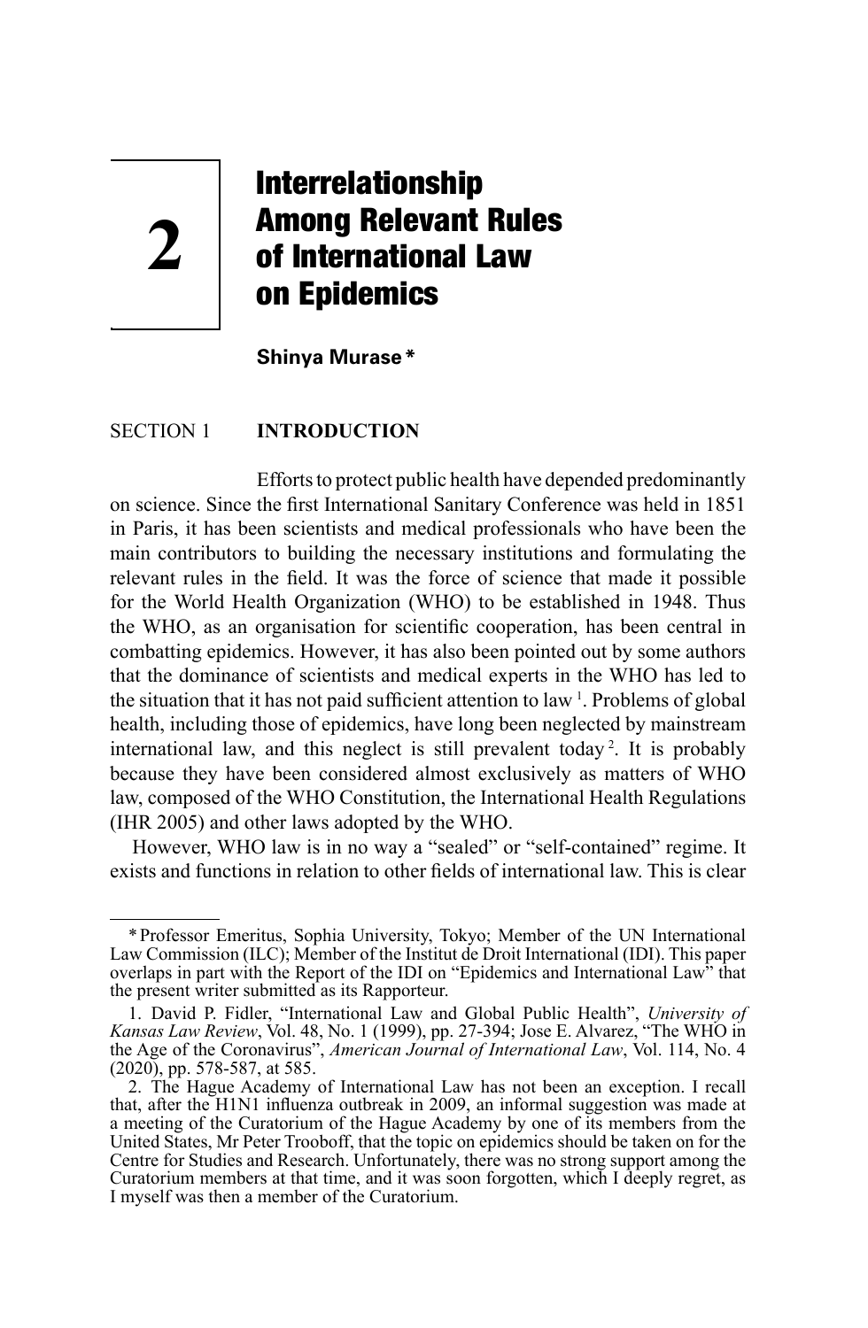# 2 Interrelationship Among Relevant Rules of International Law on Epidemics

**Shinya Murase** *

## SECTION 1 INTRODUCTION

Efforts to protect public health have depended predominantly on science. Since the first International Sanitary Conference was held in 1851 in Paris, it has been scientists and medical professionals who have been the main contributors to building the necessary institutions and formulating the relevant rules in the field. It was the force of science that made it possible for the World Health Organization (WHO) to be established in 1948. Thus the WHO, as an organisation for scientific cooperation, has been central in combatting epidemics. However, it has also been pointed out by some authors that the dominance of scientists and medical experts in the WHO has led to the situation that it has not paid sufficient attention to law [1]. Problems of global health, including those of epidemics, have long been neglected by mainstream international law, and this neglect is still prevalent today [2]. It is probably because they have been considered almost exclusively as matters of WHO law, composed of the WHO Constitution, the International Health Regulations (IHR 2005) and other laws adopted by the WHO.

However, WHO law is in no way a "sealed" or "self-contained" regime. It exists and functions in relation to other fields of international law. This is clear

---

* Professor Emeritus, Sophia University, Tokyo; Member of the UN International Law Commission (ILC); Member of the Institut de Droit International (IDI). This paper overlaps in part with the Report of the IDI on "Epidemics and International Law" that the present writer submitted as its Rapporteur.

1. David P. Fidler, "International Law and Global Public Health", *University of Kansas Law Review*, Vol. 48, No. 1 (1999), pp. 27-394; Jose E. Alvarez, "The WHO in the Age of the Coronavirus", *American Journal of International Law*, Vol. 114, No. 4 (2020), pp. 578-587, at 585.

2. The Hague Academy of International Law has not been an exception. I recall that, after the H1N1 influenza outbreak in 2009, an informal suggestion was made at a meeting of the Curatorium of the Hague Academy by one of its members from the United States, Mr Peter Trooboff, that the topic on epidemics should be taken on for the Centre for Studies and Research. Unfortunately, there was no strong support among the Curatorium members at that time, and it was soon forgotten, which I deeply regret, as I myself was then a member of the Curatorium.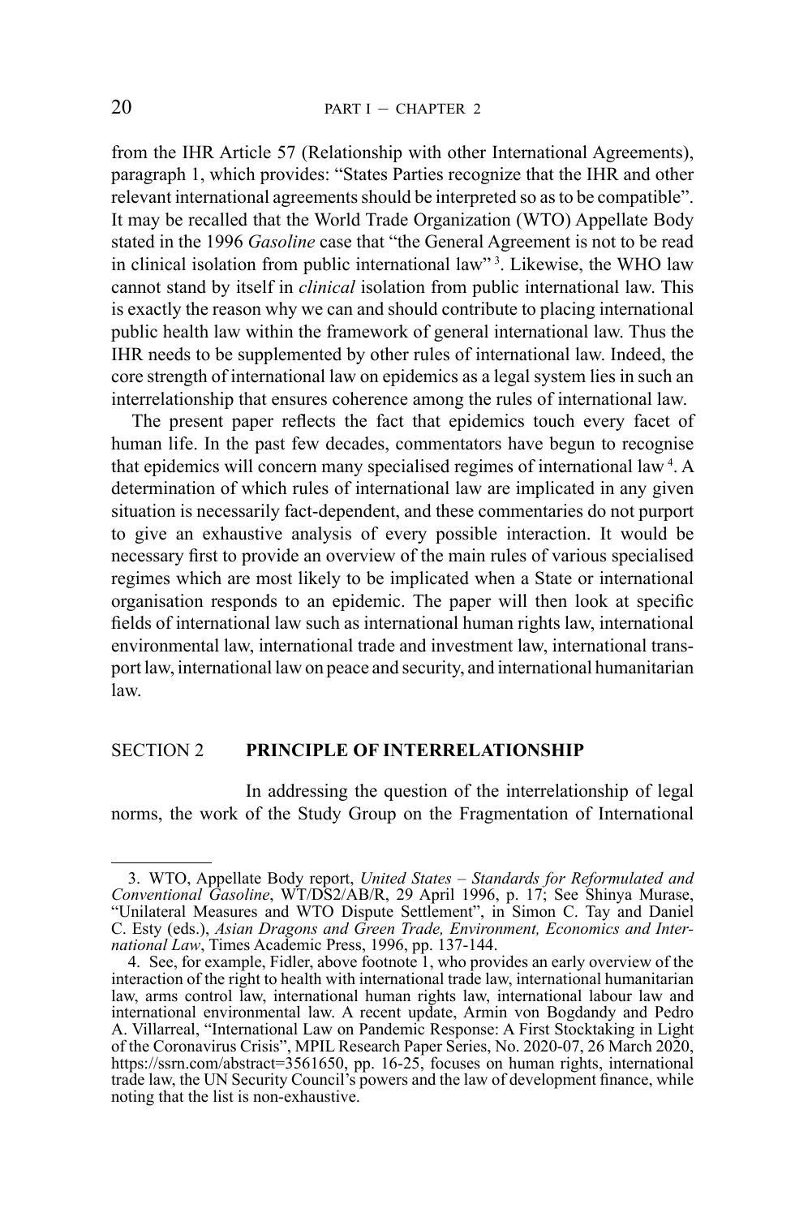from the IHR Article 57 (Relationship with other International Agreements), paragraph 1, which provides: "States Parties recognize that the IHR and other relevant international agreements should be interpreted so as to be compatible". It may be recalled that the World Trade Organization (WTO) Appellate Body stated in the 1996 *Gasoline* case that "the General Agreement is not to be read in clinical isolation from public international law"[3]. Likewise, the WHO law cannot stand by itself in *clinical* isolation from public international law. This is exactly the reason why we can and should contribute to placing international public health law within the framework of general international law. Thus the IHR needs to be supplemented by other rules of international law. Indeed, the core strength of international law on epidemics as a legal system lies in such an interrelationship that ensures coherence among the rules of international law.

The present paper reflects the fact that epidemics touch every facet of human life. In the past few decades, commentators have begun to recognise that epidemics will concern many specialised regimes of international law[4]. A determination of which rules of international law are implicated in any given situation is necessarily fact-dependent, and these commentaries do not purport to give an exhaustive analysis of every possible interaction. It would be necessary first to provide an overview of the main rules of various specialised regimes which are most likely to be implicated when a State or international organisation responds to an epidemic. The paper will then look at specific fields of international law such as international human rights law, international environmental law, international trade and investment law, international transport law, international law on peace and security, and international humanitarian law.

## SECTION 2 **PRINCIPLE OF INTERRELATIONSHIP**

In addressing the question of the interrelationship of legal norms, the work of the Study Group on the Fragmentation of International

---

3. WTO, Appellate Body report, *United States – Standards for Reformulated and Conventional Gasoline*, WT/DS2/AB/R, 29 April 1996, p. 17; See Shinya Murase, "Unilateral Measures and WTO Dispute Settlement", in Simon C. Tay and Daniel C. Esty (eds.), *Asian Dragons and Green Trade, Environment, Economics and International Law*, Times Academic Press, 1996, pp. 137-144.

4. See, for example, Fidler, above footnote 1, who provides an early overview of the interaction of the right to health with international trade law, international humanitarian law, arms control law, international human rights law, international labour law and international environmental law. A recent update, Armin von Bogdandy and Pedro A. Villarreal, "International Law on Pandemic Response: A First Stocktaking in Light of the Coronavirus Crisis", MPIL Research Paper Series, No. 2020-07, 26 March 2020, https://ssrn.com/abstract=3561650, pp. 16-25, focuses on human rights, international trade law, the UN Security Council's powers and the law of development finance, while noting that the list is non-exhaustive.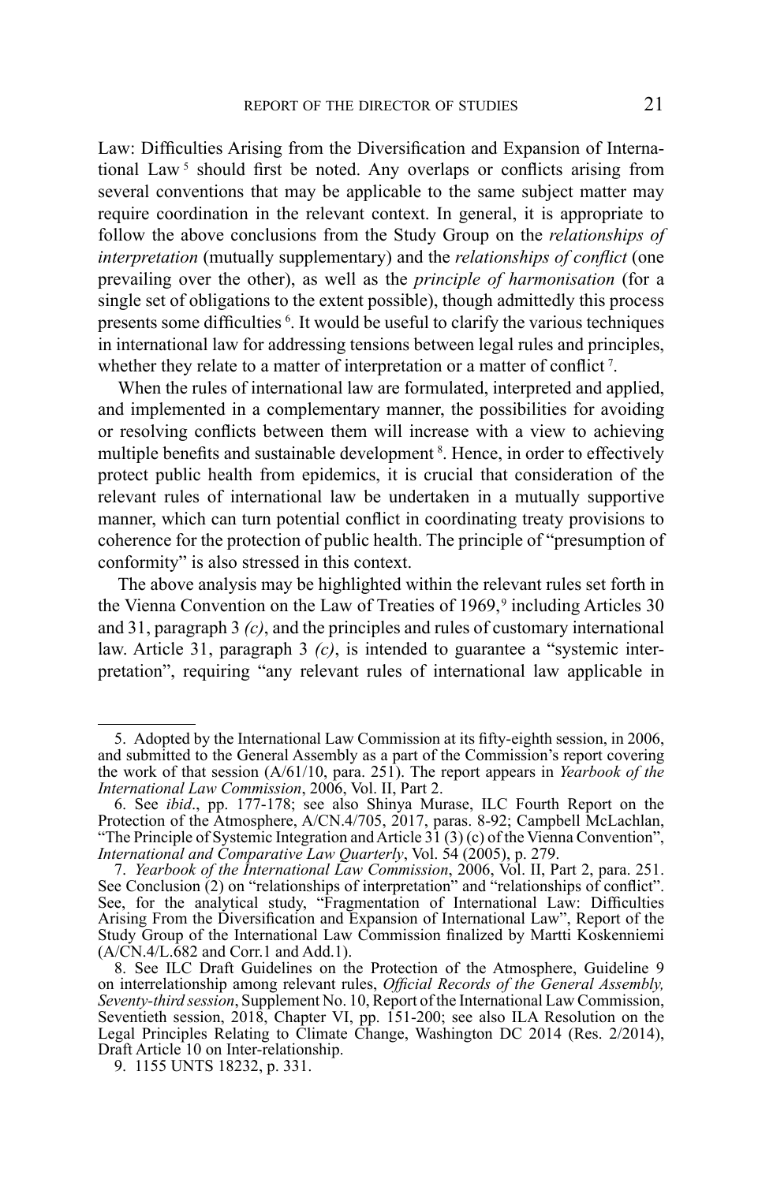Law: Difficulties Arising from the Diversification and Expansion of International Law [5] should first be noted. Any overlaps or conflicts arising from several conventions that may be applicable to the same subject matter may require coordination in the relevant context. In general, it is appropriate to follow the above conclusions from the Study Group on the *relationships of interpretation* (mutually supplementary) and the *relationships of conflict* (one prevailing over the other), as well as the *principle of harmonisation* (for a single set of obligations to the extent possible), though admittedly this process presents some difficulties [6]. It would be useful to clarify the various techniques in international law for addressing tensions between legal rules and principles, whether they relate to a matter of interpretation or a matter of conflict [7].

When the rules of international law are formulated, interpreted and applied, and implemented in a complementary manner, the possibilities for avoiding or resolving conflicts between them will increase with a view to achieving multiple benefits and sustainable development [8]. Hence, in order to effectively protect public health from epidemics, it is crucial that consideration of the relevant rules of international law be undertaken in a mutually supportive manner, which can turn potential conflict in coordinating treaty provisions to coherence for the protection of public health. The principle of "presumption of conformity" is also stressed in this context.

The above analysis may be highlighted within the relevant rules set forth in the Vienna Convention on the Law of Treaties of 1969,[9] including Articles 30 and 31, paragraph 3 *(c)*, and the principles and rules of customary international law. Article 31, paragraph 3 *(c)*, is intended to guarantee a "systemic interpretation", requiring "any relevant rules of international law applicable in

---

5. Adopted by the International Law Commission at its fifty-eighth session, in 2006, and submitted to the General Assembly as a part of the Commission's report covering the work of that session (A/61/10, para. 251). The report appears in *Yearbook of the International Law Commission*, 2006, Vol. II, Part 2.

6. See *ibid*., pp. 177-178; see also Shinya Murase, ILC Fourth Report on the Protection of the Atmosphere, A/CN.4/705, 2017, paras. 8-92; Campbell McLachlan, "The Principle of Systemic Integration and Article 31 (3) (c) of the Vienna Convention", *International and Comparative Law Quarterly*, Vol. 54 (2005), p. 279.

7. *Yearbook of the International Law Commission*, 2006, Vol. II, Part 2, para. 251. See Conclusion (2) on "relationships of interpretation" and "relationships of conflict". See, for the analytical study, "Fragmentation of International Law: Difficulties Arising From the Diversification and Expansion of International Law", Report of the Study Group of the International Law Commission finalized by Martti Koskenniemi (A/CN.4/L.682 and Corr.1 and Add.1).

8. See ILC Draft Guidelines on the Protection of the Atmosphere, Guideline 9 on interrelationship among relevant rules, *Official Records of the General Assembly, Seventy-third session*, Supplement No. 10, Report of the International Law Commission, Seventieth session, 2018, Chapter VI, pp. 151-200; see also ILA Resolution on the Legal Principles Relating to Climate Change, Washington DC 2014 (Res. 2/2014), Draft Article 10 on Inter-relationship.

9. 1155 UNTS 18232, p. 331.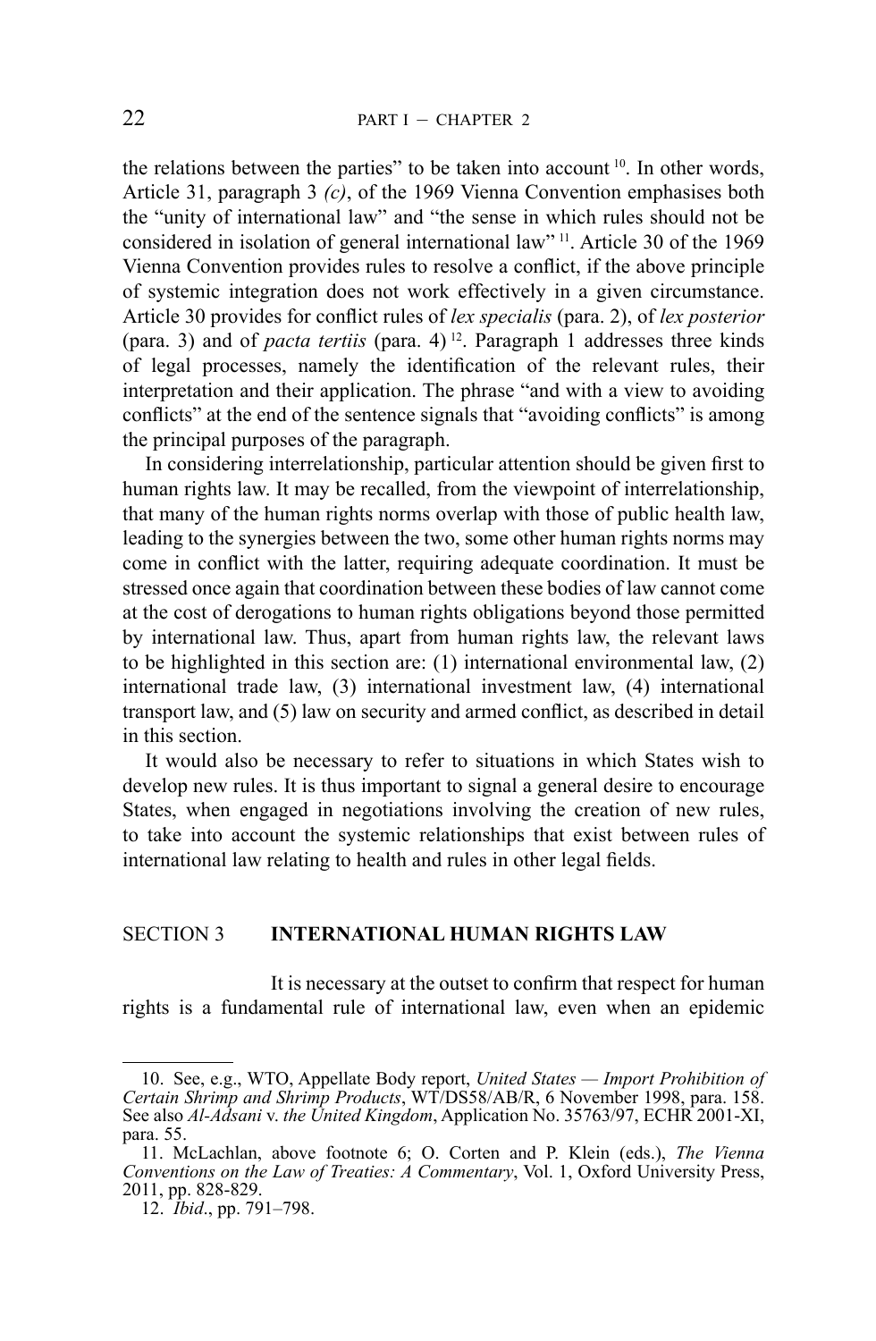the relations between the parties" to be taken into account [10]. In other words, Article 31, paragraph 3 *(c)*, of the 1969 Vienna Convention emphasises both the "unity of international law" and "the sense in which rules should not be considered in isolation of general international law" [11]. Article 30 of the 1969 Vienna Convention provides rules to resolve a conflict, if the above principle of systemic integration does not work effectively in a given circumstance. Article 30 provides for conflict rules of *lex specialis* (para. 2), of *lex posterior* (para. 3) and of *pacta tertiis* (para. 4) [12]. Paragraph 1 addresses three kinds of legal processes, namely the identification of the relevant rules, their interpretation and their application. The phrase "and with a view to avoiding conflicts" at the end of the sentence signals that "avoiding conflicts" is among the principal purposes of the paragraph.

In considering interrelationship, particular attention should be given first to human rights law. It may be recalled, from the viewpoint of interrelationship, that many of the human rights norms overlap with those of public health law, leading to the synergies between the two, some other human rights norms may come in conflict with the latter, requiring adequate coordination. It must be stressed once again that coordination between these bodies of law cannot come at the cost of derogations to human rights obligations beyond those permitted by international law. Thus, apart from human rights law, the relevant laws to be highlighted in this section are: (1) international environmental law, (2) international trade law, (3) international investment law, (4) international transport law, and (5) law on security and armed conflict, as described in detail in this section.

It would also be necessary to refer to situations in which States wish to develop new rules. It is thus important to signal a general desire to encourage States, when engaged in negotiations involving the creation of new rules, to take into account the systemic relationships that exist between rules of international law relating to health and rules in other legal fields.

## SECTION 3 **INTERNATIONAL HUMAN RIGHTS LAW**

It is necessary at the outset to confirm that respect for human rights is a fundamental rule of international law, even when an epidemic

---

10. See, e.g., WTO, Appellate Body report, *United States — Import Prohibition of Certain Shrimp and Shrimp Products*, WT/DS58/AB/R, 6 November 1998, para. 158. See also *Al-Adsani* v. *the United Kingdom*, Application No. 35763/97, ECHR 2001-XI, para. 55.

11. McLachlan, above footnote 6; O. Corten and P. Klein (eds.), *The Vienna Conventions on the Law of Treaties: A Commentary*, Vol. 1, Oxford University Press, 2011, pp. 828-829.

12. *Ibid*., pp. 791–798.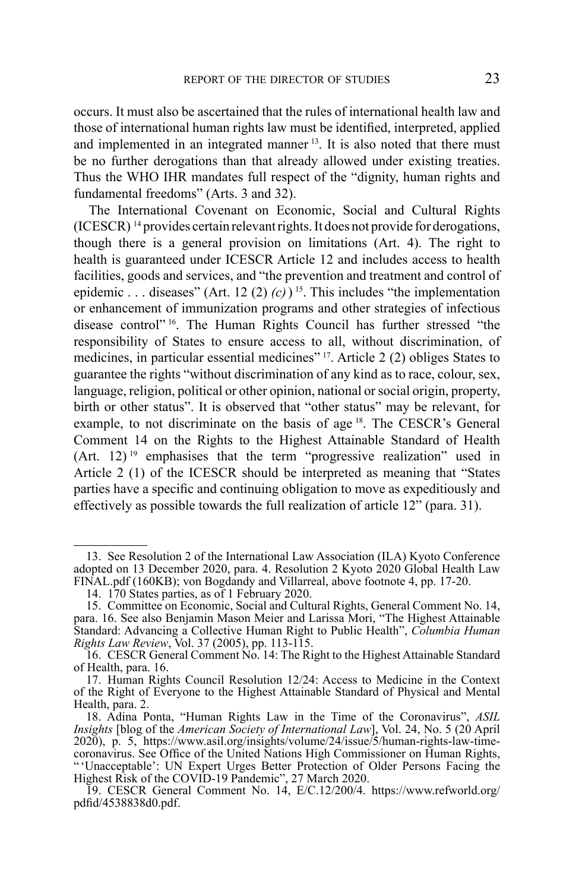occurs. It must also be ascertained that the rules of international health law and those of international human rights law must be identified, interpreted, applied and implemented in an integrated manner [13]. It is also noted that there must be no further derogations than that already allowed under existing treaties. Thus the WHO IHR mandates full respect of the "dignity, human rights and fundamental freedoms" (Arts. 3 and 32).

The International Covenant on Economic, Social and Cultural Rights (ICESCR) [14] provides certain relevant rights. It does not provide for derogations, though there is a general provision on limitations (Art. 4). The right to health is guaranteed under ICESCR Article 12 and includes access to health facilities, goods and services, and "the prevention and treatment and control of epidemic . . . diseases" (Art. 12 (2) *(c)*) [15]. This includes "the implementation or enhancement of immunization programs and other strategies of infectious disease control" [16]. The Human Rights Council has further stressed "the responsibility of States to ensure access to all, without discrimination, of medicines, in particular essential medicines" [17]. Article 2 (2) obliges States to guarantee the rights "without discrimination of any kind as to race, colour, sex, language, religion, political or other opinion, national or social origin, property, birth or other status". It is observed that "other status" may be relevant, for example, to not discriminate on the basis of age [18]. The CESCR's General Comment 14 on the Rights to the Highest Attainable Standard of Health (Art. 12) [19] emphasises that the term "progressive realization" used in Article 2 (1) of the ICESCR should be interpreted as meaning that "States parties have a specific and continuing obligation to move as expeditiously and effectively as possible towards the full realization of article 12" (para. 31).

---

13. See Resolution 2 of the International Law Association (ILA) Kyoto Conference adopted on 13 December 2020, para. 4. Resolution 2 Kyoto 2020 Global Health Law FINAL.pdf (160KB); von Bogdandy and Villarreal, above footnote 4, pp. 17-20.

14. 170 States parties, as of 1 February 2020.

15. Committee on Economic, Social and Cultural Rights, General Comment No. 14, para. 16. See also Benjamin Mason Meier and Larissa Mori, "The Highest Attainable Standard: Advancing a Collective Human Right to Public Health", *Columbia Human Rights Law Review*, Vol. 37 (2005), pp. 113-115.

16. CESCR General Comment No. 14: The Right to the Highest Attainable Standard of Health, para. 16.

17. Human Rights Council Resolution 12/24: Access to Medicine in the Context of the Right of Everyone to the Highest Attainable Standard of Physical and Mental Health, para. 2.

18. Adina Ponta, "Human Rights Law in the Time of the Coronavirus", *ASIL Insights* [blog of the *American Society of International Law*], Vol. 24, No. 5 (20 April 2020), p. 5, https://www.asil.org/insights/volume/24/issue/5/human-rights-law-time-coronavirus. See Office of the United Nations High Commissioner on Human Rights, "'Unacceptable': UN Expert Urges Better Protection of Older Persons Facing the Highest Risk of the COVID-19 Pandemic", 27 March 2020.

19. CESCR General Comment No. 14, E/C.12/200/4. https://www.refworld.org/pdfid/4538838d0.pdf.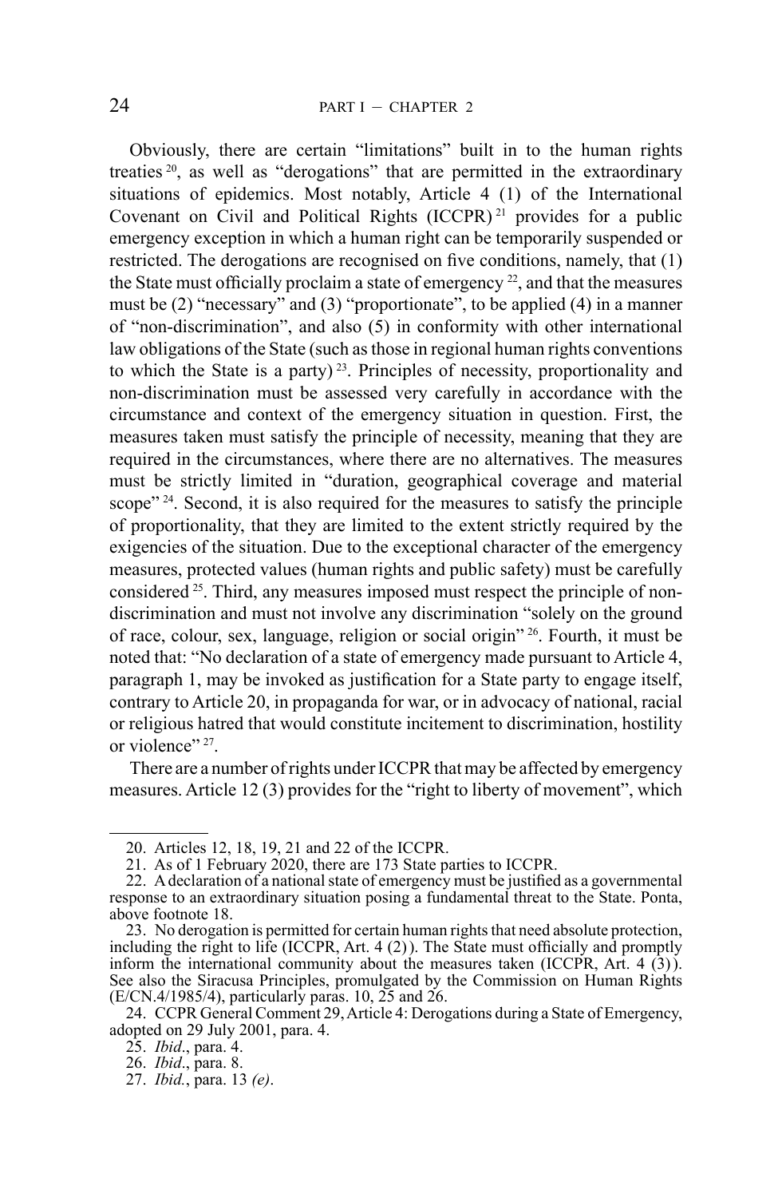Obviously, there are certain "limitations" built in to the human rights treaties [20], as well as "derogations" that are permitted in the extraordinary situations of epidemics. Most notably, Article 4 (1) of the International Covenant on Civil and Political Rights (ICCPR) [21] provides for a public emergency exception in which a human right can be temporarily suspended or restricted. The derogations are recognised on five conditions, namely, that (1) the State must officially proclaim a state of emergency [22], and that the measures must be (2) "necessary" and (3) "proportionate", to be applied (4) in a manner of "non-discrimination", and also (5) in conformity with other international law obligations of the State (such as those in regional human rights conventions to which the State is a party) [23]. Principles of necessity, proportionality and non-discrimination must be assessed very carefully in accordance with the circumstance and context of the emergency situation in question. First, the measures taken must satisfy the principle of necessity, meaning that they are required in the circumstances, where there are no alternatives. The measures must be strictly limited in "duration, geographical coverage and material scope" [24]. Second, it is also required for the measures to satisfy the principle of proportionality, that they are limited to the extent strictly required by the exigencies of the situation. Due to the exceptional character of the emergency measures, protected values (human rights and public safety) must be carefully considered [25]. Third, any measures imposed must respect the principle of non-discrimination and must not involve any discrimination "solely on the ground of race, colour, sex, language, religion or social origin" [26]. Fourth, it must be noted that: "No declaration of a state of emergency made pursuant to Article 4, paragraph 1, may be invoked as justification for a State party to engage itself, contrary to Article 20, in propaganda for war, or in advocacy of national, racial or religious hatred that would constitute incitement to discrimination, hostility or violence" [27].

There are a number of rights under ICCPR that may be affected by emergency measures. Article 12 (3) provides for the "right to liberty of movement", which

---

20. Articles 12, 18, 19, 21 and 22 of the ICCPR.

21. As of 1 February 2020, there are 173 State parties to ICCPR.

22. A declaration of a national state of emergency must be justified as a governmental response to an extraordinary situation posing a fundamental threat to the State. Ponta, above footnote 18.

23. No derogation is permitted for certain human rights that need absolute protection, including the right to life (ICCPR, Art. 4 (2)). The State must officially and promptly inform the international community about the measures taken (ICCPR, Art. 4 (3)). See also the Siracusa Principles, promulgated by the Commission on Human Rights (E/CN.4/1985/4), particularly paras. 10, 25 and 26.

24. CCPR General Comment 29, Article 4: Derogations during a State of Emergency, adopted on 29 July 2001, para. 4.

25. *Ibid*., para. 4.

26. *Ibid*., para. 8.

27. *Ibid.*, para. 13 *(e)*.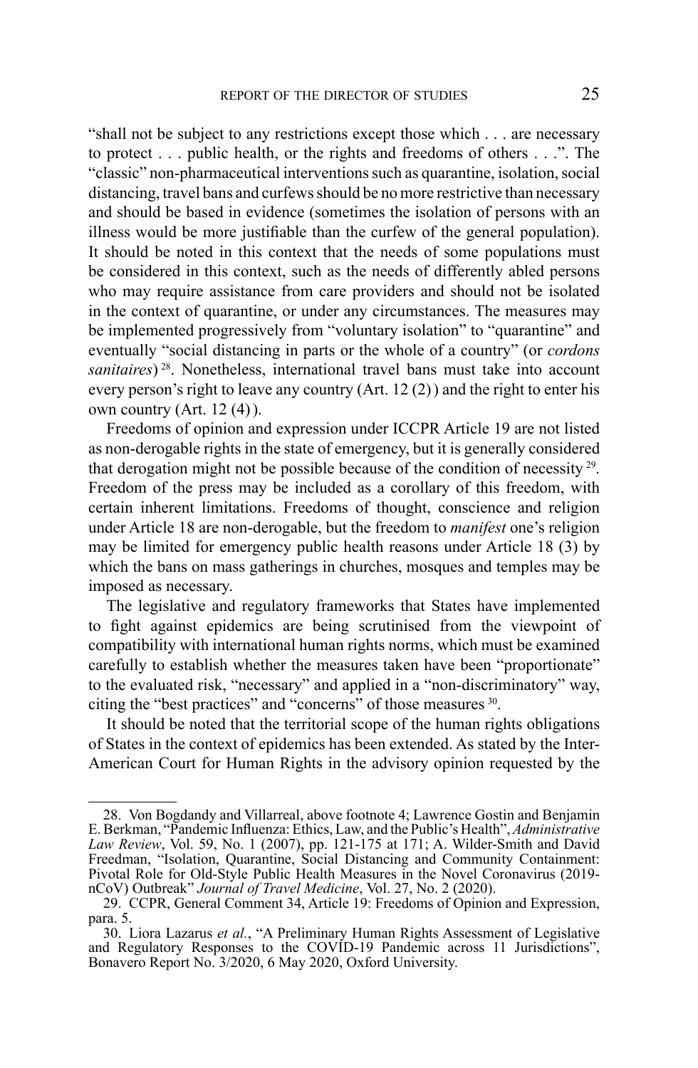"shall not be subject to any restrictions except those which . . . are necessary to protect . . . public health, or the rights and freedoms of others . . .". The "classic" non-pharmaceutical interventions such as quarantine, isolation, social distancing, travel bans and curfews should be no more restrictive than necessary and should be based in evidence (sometimes the isolation of persons with an illness would be more justifiable than the curfew of the general population). It should be noted in this context that the needs of some populations must be considered in this context, such as the needs of differently abled persons who may require assistance from care providers and should not be isolated in the context of quarantine, or under any circumstances. The measures may be implemented progressively from "voluntary isolation" to "quarantine" and eventually "social distancing in parts or the whole of a country" (or *cordons sanitaires*) [28]. Nonetheless, international travel bans must take into account every person's right to leave any country (Art. 12 (2)) and the right to enter his own country (Art. 12 (4)).

Freedoms of opinion and expression under ICCPR Article 19 are not listed as non-derogable rights in the state of emergency, but it is generally considered that derogation might not be possible because of the condition of necessity [29]. Freedom of the press may be included as a corollary of this freedom, with certain inherent limitations. Freedoms of thought, conscience and religion under Article 18 are non-derogable, but the freedom to *manifest* one's religion may be limited for emergency public health reasons under Article 18 (3) by which the bans on mass gatherings in churches, mosques and temples may be imposed as necessary.

The legislative and regulatory frameworks that States have implemented to fight against epidemics are being scrutinised from the viewpoint of compatibility with international human rights norms, which must be examined carefully to establish whether the measures taken have been "proportionate" to the evaluated risk, "necessary" and applied in a "non-discriminatory" way, citing the "best practices" and "concerns" of those measures [30].

It should be noted that the territorial scope of the human rights obligations of States in the context of epidemics has been extended. As stated by the Inter-American Court for Human Rights in the advisory opinion requested by the

---

28. Von Bogdandy and Villarreal, above footnote 4; Lawrence Gostin and Benjamin E. Berkman, "Pandemic Influenza: Ethics, Law, and the Public's Health", *Administrative Law Review*, Vol. 59, No. 1 (2007), pp. 121-175 at 171; A. Wilder-Smith and David Freedman, "Isolation, Quarantine, Social Distancing and Community Containment: Pivotal Role for Old-Style Public Health Measures in the Novel Coronavirus (2019-nCoV) Outbreak" *Journal of Travel Medicine*, Vol. 27, No. 2 (2020).

29. CCPR, General Comment 34, Article 19: Freedoms of Opinion and Expression, para. 5.

30. Liora Lazarus *et al.*, "A Preliminary Human Rights Assessment of Legislative and Regulatory Responses to the COVID-19 Pandemic across 11 Jurisdictions", Bonavero Report No. 3/2020, 6 May 2020, Oxford University.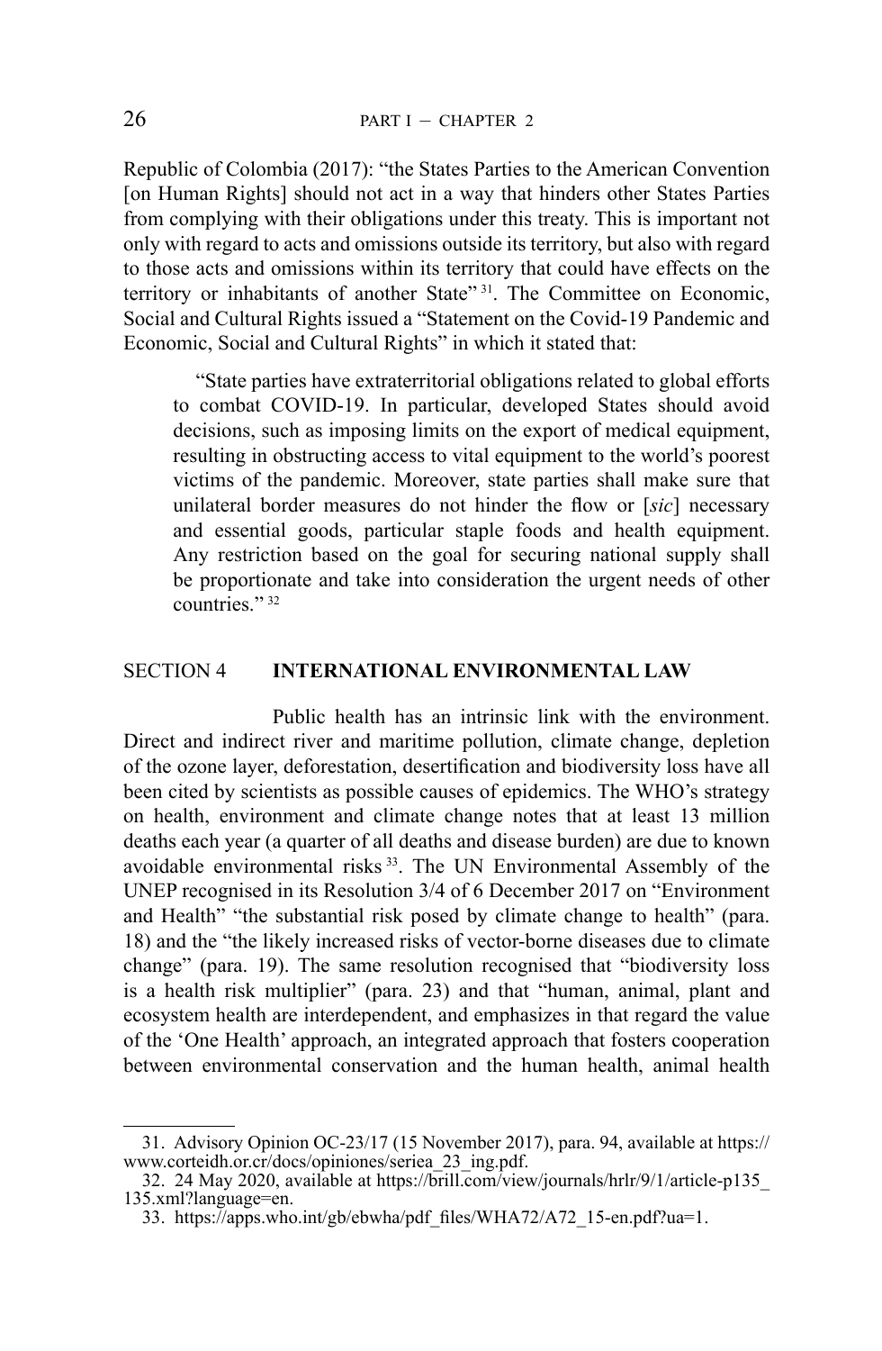Republic of Colombia (2017): "the States Parties to the American Convention [on Human Rights] should not act in a way that hinders other States Parties from complying with their obligations under this treaty. This is important not only with regard to acts and omissions outside its territory, but also with regard to those acts and omissions within its territory that could have effects on the territory or inhabitants of another State" [31]. The Committee on Economic, Social and Cultural Rights issued a "Statement on the Covid-19 Pandemic and Economic, Social and Cultural Rights" in which it stated that:

> "State parties have extraterritorial obligations related to global efforts to combat COVID-19. In particular, developed States should avoid decisions, such as imposing limits on the export of medical equipment, resulting in obstructing access to vital equipment to the world's poorest victims of the pandemic. Moreover, state parties shall make sure that unilateral border measures do not hinder the flow or [*sic*] necessary and essential goods, particular staple foods and health equipment. Any restriction based on the goal for securing national supply shall be proportionate and take into consideration the urgent needs of other countries." [32]

## SECTION 4 **INTERNATIONAL ENVIRONMENTAL LAW**

Public health has an intrinsic link with the environment. Direct and indirect river and maritime pollution, climate change, depletion of the ozone layer, deforestation, desertification and biodiversity loss have all been cited by scientists as possible causes of epidemics. The WHO's strategy on health, environment and climate change notes that at least 13 million deaths each year (a quarter of all deaths and disease burden) are due to known avoidable environmental risks [33]. The UN Environmental Assembly of the UNEP recognised in its Resolution 3/4 of 6 December 2017 on "Environment and Health" "the substantial risk posed by climate change to health" (para. 18) and the "the likely increased risks of vector-borne diseases due to climate change" (para. 19). The same resolution recognised that "biodiversity loss is a health risk multiplier" (para. 23) and that "human, animal, plant and ecosystem health are interdependent, and emphasizes in that regard the value of the 'One Health' approach, an integrated approach that fosters cooperation between environmental conservation and the human health, animal health

---

31. Advisory Opinion OC-23/17 (15 November 2017), para. 94, available at https://www.corteidh.or.cr/docs/opiniones/seriea_23_ing.pdf.

32. 24 May 2020, available at https://brill.com/view/journals/hrlr/9/1/article-p135_135.xml?language=en.

33. https://apps.who.int/gb/ebwha/pdf_files/WHA72/A72_15-en.pdf?ua=1.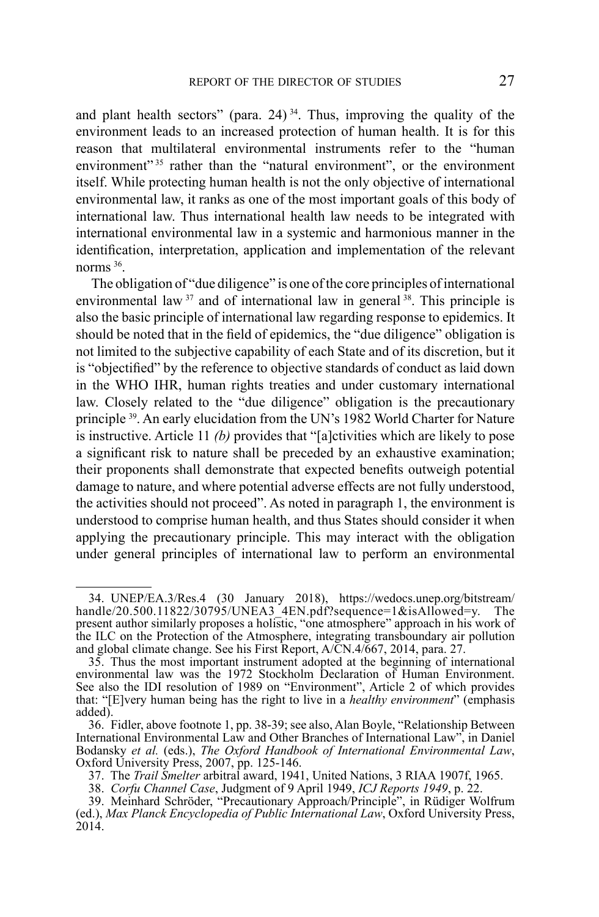and plant health sectors" (para. 24)[34]. Thus, improving the quality of the environment leads to an increased protection of human health. It is for this reason that multilateral environmental instruments refer to the "human environment"[35] rather than the "natural environment", or the environment itself. While protecting human health is not the only objective of international environmental law, it ranks as one of the most important goals of this body of international law. Thus international health law needs to be integrated with international environmental law in a systemic and harmonious manner in the identification, interpretation, application and implementation of the relevant norms[36].

The obligation of "due diligence" is one of the core principles of international environmental law[37] and of international law in general[38]. This principle is also the basic principle of international law regarding response to epidemics. It should be noted that in the field of epidemics, the "due diligence" obligation is not limited to the subjective capability of each State and of its discretion, but it is "objectified" by the reference to objective standards of conduct as laid down in the WHO IHR, human rights treaties and under customary international law. Closely related to the "due diligence" obligation is the precautionary principle[39]. An early elucidation from the UN's 1982 World Charter for Nature is instructive. Article 11 *(b)* provides that "[a]ctivities which are likely to pose a significant risk to nature shall be preceded by an exhaustive examination; their proponents shall demonstrate that expected benefits outweigh potential damage to nature, and where potential adverse effects are not fully understood, the activities should not proceed". As noted in paragraph 1, the environment is understood to comprise human health, and thus States should consider it when applying the precautionary principle. This may interact with the obligation under general principles of international law to perform an environmental

---

34. UNEP/EA.3/Res.4 (30 January 2018), https://wedocs.unep.org/bitstream/handle/20.500.11822/30795/UNEA3_4EN.pdf?sequence=1&isAllowed=y. The present author similarly proposes a holistic, "one atmosphere" approach in his work of the ILC on the Protection of the Atmosphere, integrating transboundary air pollution and global climate change. See his First Report, A/CN.4/667, 2014, para. 27.

35. Thus the most important instrument adopted at the beginning of international environmental law was the 1972 Stockholm Declaration of Human Environment. See also the IDI resolution of 1989 on "Environment", Article 2 of which provides that: "[E]very human being has the right to live in a *healthy environment*" (emphasis added).

36. Fidler, above footnote 1, pp. 38-39; see also, Alan Boyle, "Relationship Between International Environmental Law and Other Branches of International Law", in Daniel Bodansky *et al.* (eds.), *The Oxford Handbook of International Environmental Law*, Oxford University Press, 2007, pp. 125-146.

37. The *Trail Smelter* arbitral award, 1941, United Nations, 3 RIAA 1907f, 1965.

38. *Corfu Channel Case*, Judgment of 9 April 1949, *ICJ Reports 1949*, p. 22.

39. Meinhard Schröder, "Precautionary Approach/Principle", in Rüdiger Wolfrum (ed.), *Max Planck Encyclopedia of Public International Law*, Oxford University Press, 2014.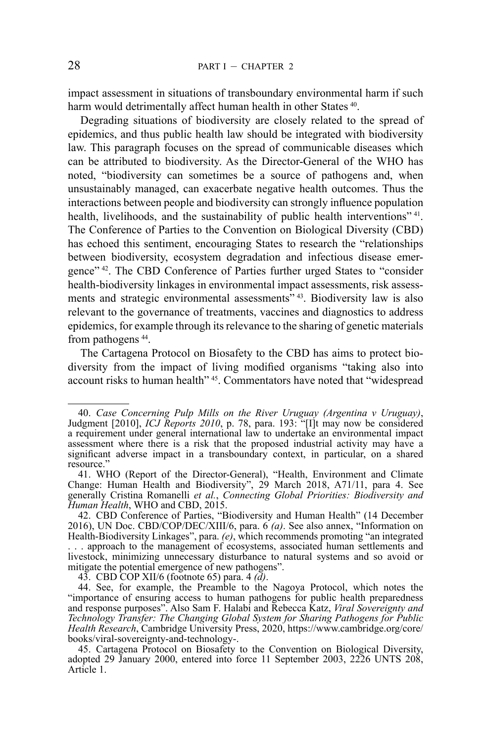impact assessment in situations of transboundary environmental harm if such harm would detrimentally affect human health in other States [40].

Degrading situations of biodiversity are closely related to the spread of epidemics, and thus public health law should be integrated with biodiversity law. This paragraph focuses on the spread of communicable diseases which can be attributed to biodiversity. As the Director-General of the WHO has noted, "biodiversity can sometimes be a source of pathogens and, when unsustainably managed, can exacerbate negative health outcomes. Thus the interactions between people and biodiversity can strongly influence population health, livelihoods, and the sustainability of public health interventions" [41]. The Conference of Parties to the Convention on Biological Diversity (CBD) has echoed this sentiment, encouraging States to research the "relationships between biodiversity, ecosystem degradation and infectious disease emergence" [42]. The CBD Conference of Parties further urged States to "consider health-biodiversity linkages in environmental impact assessments, risk assessments and strategic environmental assessments" [43]. Biodiversity law is also relevant to the governance of treatments, vaccines and diagnostics to address epidemics, for example through its relevance to the sharing of genetic materials from pathogens [44].

The Cartagena Protocol on Biosafety to the CBD has aims to protect biodiversity from the impact of living modified organisms "taking also into account risks to human health" [45]. Commentators have noted that "widespread

---

40. *Case Concerning Pulp Mills on the River Uruguay (Argentina v Uruguay)*, Judgment [2010], *ICJ Reports 2010*, p. 78, para. 193: "[I]t may now be considered a requirement under general international law to undertake an environmental impact assessment where there is a risk that the proposed industrial activity may have a significant adverse impact in a transboundary context, in particular, on a shared resource."

41. WHO (Report of the Director-General), "Health, Environment and Climate Change: Human Health and Biodiversity", 29 March 2018, A71/11, para 4. See generally Cristina Romanelli *et al.*, *Connecting Global Priorities: Biodiversity and Human Health*, WHO and CBD, 2015.

42. CBD Conference of Parties, "Biodiversity and Human Health" (14 December 2016), UN Doc. CBD/COP/DEC/XIII/6, para. 6 *(a)*. See also annex, "Information on Health-Biodiversity Linkages", para. *(e)*, which recommends promoting "an integrated . . . approach to the management of ecosystems, associated human settlements and livestock, minimizing unnecessary disturbance to natural systems and so avoid or mitigate the potential emergence of new pathogens".

43. CBD COP XII/6 (footnote 65) para. 4 *(d)*.

44. See, for example, the Preamble to the Nagoya Protocol, which notes the "importance of ensuring access to human pathogens for public health preparedness and response purposes". Also Sam F. Halabi and Rebecca Katz, *Viral Sovereignty and Technology Transfer: The Changing Global System for Sharing Pathogens for Public Health Research*, Cambridge University Press, 2020, https://www.cambridge.org/core/books/viral-sovereignty-and-technology-.

45. Cartagena Protocol on Biosafety to the Convention on Biological Diversity, adopted 29 January 2000, entered into force 11 September 2003, 2226 UNTS 208, Article 1.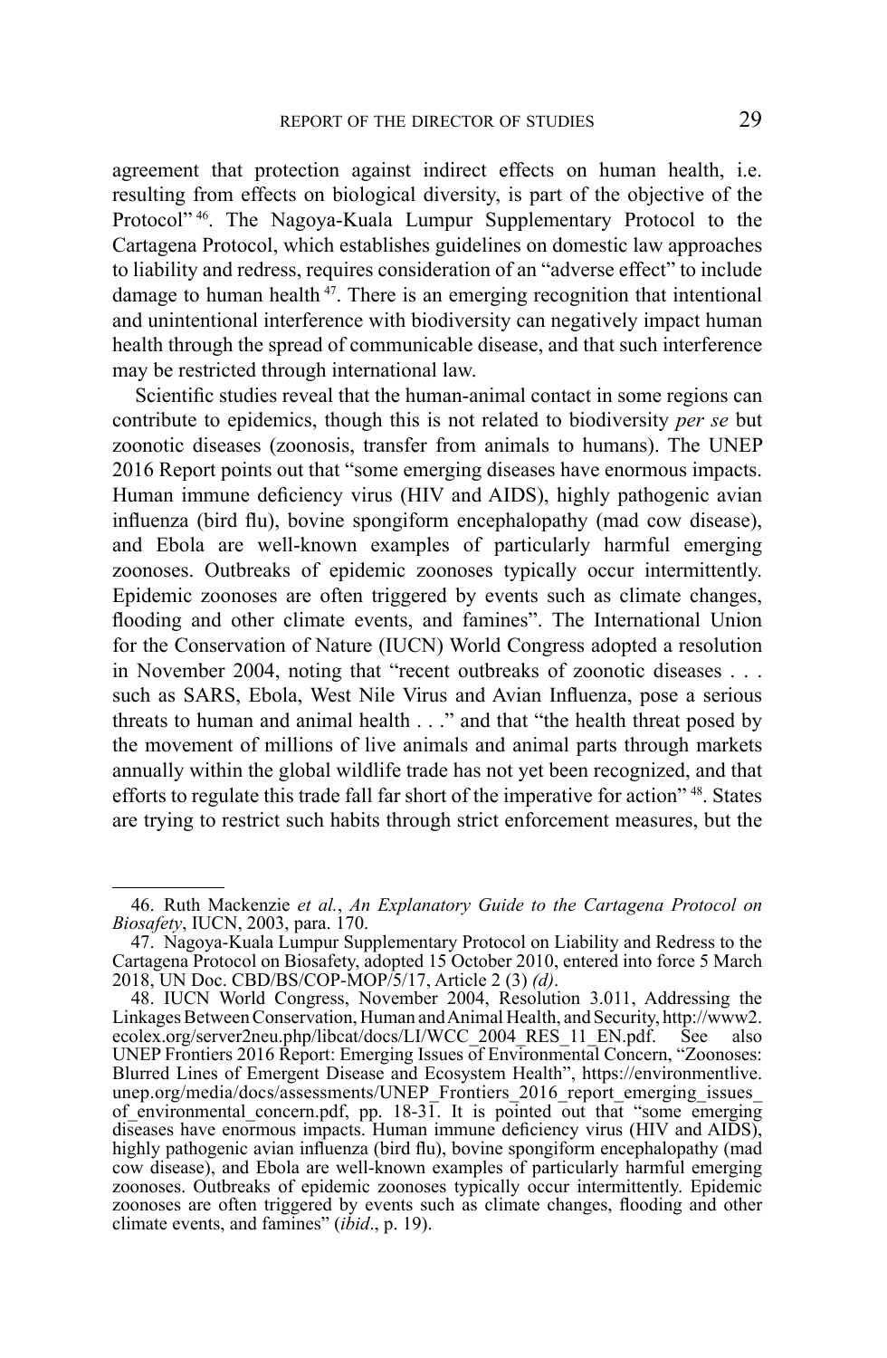agreement that protection against indirect effects on human health, i.e. resulting from effects on biological diversity, is part of the objective of the Protocol"[46]. The Nagoya-Kuala Lumpur Supplementary Protocol to the Cartagena Protocol, which establishes guidelines on domestic law approaches to liability and redress, requires consideration of an "adverse effect" to include damage to human health[47]. There is an emerging recognition that intentional and unintentional interference with biodiversity can negatively impact human health through the spread of communicable disease, and that such interference may be restricted through international law.

Scientific studies reveal that the human-animal contact in some regions can contribute to epidemics, though this is not related to biodiversity *per se* but zoonotic diseases (zoonosis, transfer from animals to humans). The UNEP 2016 Report points out that "some emerging diseases have enormous impacts. Human immune deficiency virus (HIV and AIDS), highly pathogenic avian influenza (bird flu), bovine spongiform encephalopathy (mad cow disease), and Ebola are well-known examples of particularly harmful emerging zoonoses. Outbreaks of epidemic zoonoses typically occur intermittently. Epidemic zoonoses are often triggered by events such as climate changes, flooding and other climate events, and famines". The International Union for the Conservation of Nature (IUCN) World Congress adopted a resolution in November 2004, noting that "recent outbreaks of zoonotic diseases . . . such as SARS, Ebola, West Nile Virus and Avian Influenza, pose a serious threats to human and animal health . . ." and that "the health threat posed by the movement of millions of live animals and animal parts through markets annually within the global wildlife trade has not yet been recognized, and that efforts to regulate this trade fall far short of the imperative for action"[48]. States are trying to restrict such habits through strict enforcement measures, but the

---

46. Ruth Mackenzie *et al.*, *An Explanatory Guide to the Cartagena Protocol on Biosafety*, IUCN, 2003, para. 170.

47. Nagoya-Kuala Lumpur Supplementary Protocol on Liability and Redress to the Cartagena Protocol on Biosafety, adopted 15 October 2010, entered into force 5 March 2018, UN Doc. CBD/BS/COP-MOP/5/17, Article 2 (3) *(d)*.

48. IUCN World Congress, November 2004, Resolution 3.011, Addressing the Linkages Between Conservation, Human and Animal Health, and Security, http://www2.ecolex.org/server2neu.php/libcat/docs/LI/WCC_2004_RES_11_EN.pdf. See also UNEP Frontiers 2016 Report: Emerging Issues of Environmental Concern, "Zoonoses: Blurred Lines of Emergent Disease and Ecosystem Health", https://environmentlive.unep.org/media/docs/assessments/UNEP_Frontiers_2016_report_emerging_issues_of_environmental_concern.pdf, pp. 18-31. It is pointed out that "some emerging diseases have enormous impacts. Human immune deficiency virus (HIV and AIDS), highly pathogenic avian influenza (bird flu), bovine spongiform encephalopathy (mad cow disease), and Ebola are well-known examples of particularly harmful emerging zoonoses. Outbreaks of epidemic zoonoses typically occur intermittently. Epidemic zoonoses are often triggered by events such as climate changes, flooding and other climate events, and famines" (*ibid*., p. 19).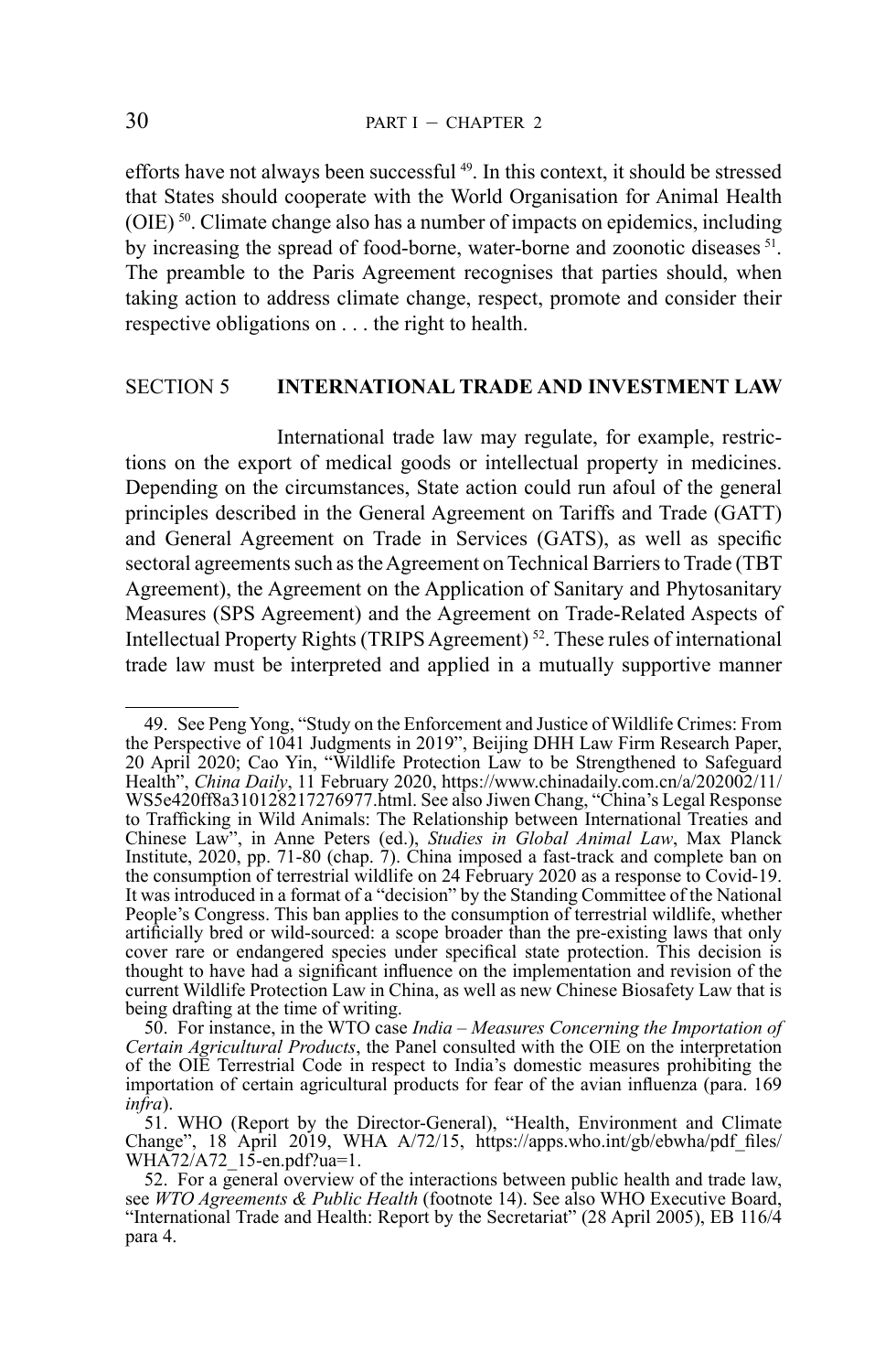efforts have not always been successful [49]. In this context, it should be stressed that States should cooperate with the World Organisation for Animal Health (OIE) [50]. Climate change also has a number of impacts on epidemics, including by increasing the spread of food-borne, water-borne and zoonotic diseases [51]. The preamble to the Paris Agreement recognises that parties should, when taking action to address climate change, respect, promote and consider their respective obligations on . . . the right to health.

## SECTION 5 INTERNATIONAL TRADE AND INVESTMENT LAW

International trade law may regulate, for example, restrictions on the export of medical goods or intellectual property in medicines. Depending on the circumstances, State action could run afoul of the general principles described in the General Agreement on Tariffs and Trade (GATT) and General Agreement on Trade in Services (GATS), as well as specific sectoral agreements such as the Agreement on Technical Barriers to Trade (TBT Agreement), the Agreement on the Application of Sanitary and Phytosanitary Measures (SPS Agreement) and the Agreement on Trade-Related Aspects of Intellectual Property Rights (TRIPS Agreement) [52]. These rules of international trade law must be interpreted and applied in a mutually supportive manner

---

49. See Peng Yong, "Study on the Enforcement and Justice of Wildlife Crimes: From the Perspective of 1041 Judgments in 2019", Beijing DHH Law Firm Research Paper, 20 April 2020; Cao Yin, "Wildlife Protection Law to be Strengthened to Safeguard Health", *China Daily*, 11 February 2020, https://www.chinadaily.com.cn/a/202002/11/WS5e420ff8a310128217276977.html. See also Jiwen Chang, "China's Legal Response to Trafficking in Wild Animals: The Relationship between International Treaties and Chinese Law", in Anne Peters (ed.), *Studies in Global Animal Law*, Max Planck Institute, 2020, pp. 71-80 (chap. 7). China imposed a fast-track and complete ban on the consumption of terrestrial wildlife on 24 February 2020 as a response to Covid-19. It was introduced in a format of a "decision" by the Standing Committee of the National People's Congress. This ban applies to the consumption of terrestrial wildlife, whether artificially bred or wild-sourced: a scope broader than the pre-existing laws that only cover rare or endangered species under specifical state protection. This decision is thought to have had a significant influence on the implementation and revision of the current Wildlife Protection Law in China, as well as new Chinese Biosafety Law that is being drafting at the time of writing.

50. For instance, in the WTO case *India – Measures Concerning the Importation of Certain Agricultural Products*, the Panel consulted with the OIE on the interpretation of the OIE Terrestrial Code in respect to India's domestic measures prohibiting the importation of certain agricultural products for fear of the avian influenza (para. 169 *infra*).

51. WHO (Report by the Director-General), "Health, Environment and Climate Change", 18 April 2019, WHA A/72/15, https://apps.who.int/gb/ebwha/pdf_files/WHA72/A72_15-en.pdf?ua=1.

52. For a general overview of the interactions between public health and trade law, see *WTO Agreements & Public Health* (footnote 14). See also WHO Executive Board, "International Trade and Health: Report by the Secretariat" (28 April 2005), EB 116/4 para 4.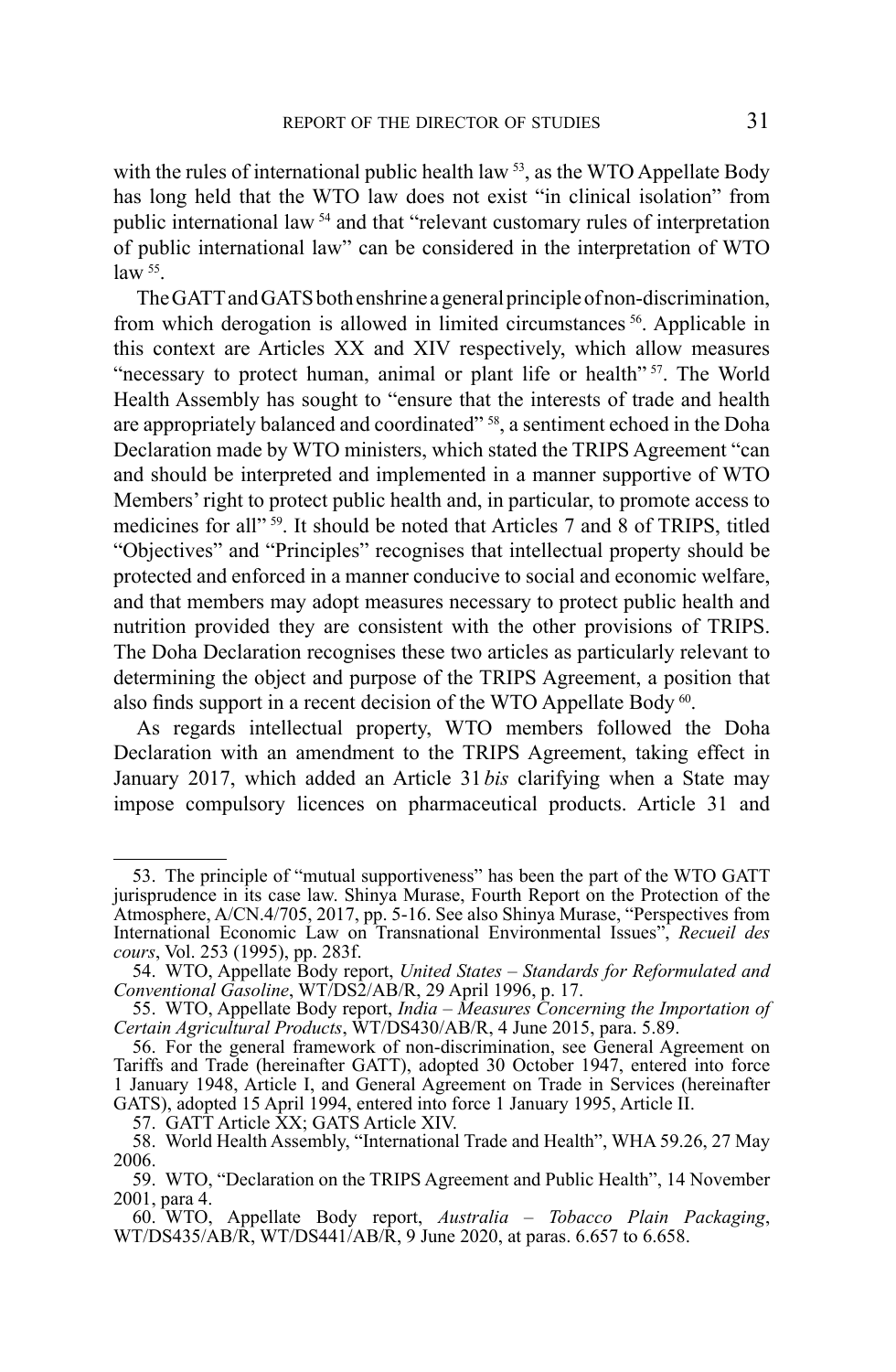with the rules of international public health law [53], as the WTO Appellate Body has long held that the WTO law does not exist "in clinical isolation" from public international law [54] and that "relevant customary rules of interpretation of public international law" can be considered in the interpretation of WTO law [55].

The GATT and GATS both enshrine a general principle of non-discrimination, from which derogation is allowed in limited circumstances [56]. Applicable in this context are Articles XX and XIV respectively, which allow measures "necessary to protect human, animal or plant life or health" [57]. The World Health Assembly has sought to "ensure that the interests of trade and health are appropriately balanced and coordinated" [58], a sentiment echoed in the Doha Declaration made by WTO ministers, which stated the TRIPS Agreement "can and should be interpreted and implemented in a manner supportive of WTO Members' right to protect public health and, in particular, to promote access to medicines for all" [59]. It should be noted that Articles 7 and 8 of TRIPS, titled "Objectives" and "Principles" recognises that intellectual property should be protected and enforced in a manner conducive to social and economic welfare, and that members may adopt measures necessary to protect public health and nutrition provided they are consistent with the other provisions of TRIPS. The Doha Declaration recognises these two articles as particularly relevant to determining the object and purpose of the TRIPS Agreement, a position that also finds support in a recent decision of the WTO Appellate Body [60].

As regards intellectual property, WTO members followed the Doha Declaration with an amendment to the TRIPS Agreement, taking effect in January 2017, which added an Article 31 *bis* clarifying when a State may impose compulsory licences on pharmaceutical products. Article 31 and

---

53. The principle of "mutual supportiveness" has been the part of the WTO GATT jurisprudence in its case law. Shinya Murase, Fourth Report on the Protection of the Atmosphere, A/CN.4/705, 2017, pp. 5-16. See also Shinya Murase, "Perspectives from International Economic Law on Transnational Environmental Issues", *Recueil des cours*, Vol. 253 (1995), pp. 283f.

54. WTO, Appellate Body report, *United States – Standards for Reformulated and Conventional Gasoline*, WT/DS2/AB/R, 29 April 1996, p. 17.

55. WTO, Appellate Body report, *India – Measures Concerning the Importation of Certain Agricultural Products*, WT/DS430/AB/R, 4 June 2015, para. 5.89.

56. For the general framework of non-discrimination, see General Agreement on Tariffs and Trade (hereinafter GATT), adopted 30 October 1947, entered into force 1 January 1948, Article I, and General Agreement on Trade in Services (hereinafter GATS), adopted 15 April 1994, entered into force 1 January 1995, Article II.

57. GATT Article XX; GATS Article XIV.

58. World Health Assembly, "International Trade and Health", WHA 59.26, 27 May 2006.

59. WTO, "Declaration on the TRIPS Agreement and Public Health", 14 November 2001, para 4.

60. WTO, Appellate Body report, *Australia – Tobacco Plain Packaging*, WT/DS435/AB/R, WT/DS441/AB/R, 9 June 2020, at paras. 6.657 to 6.658.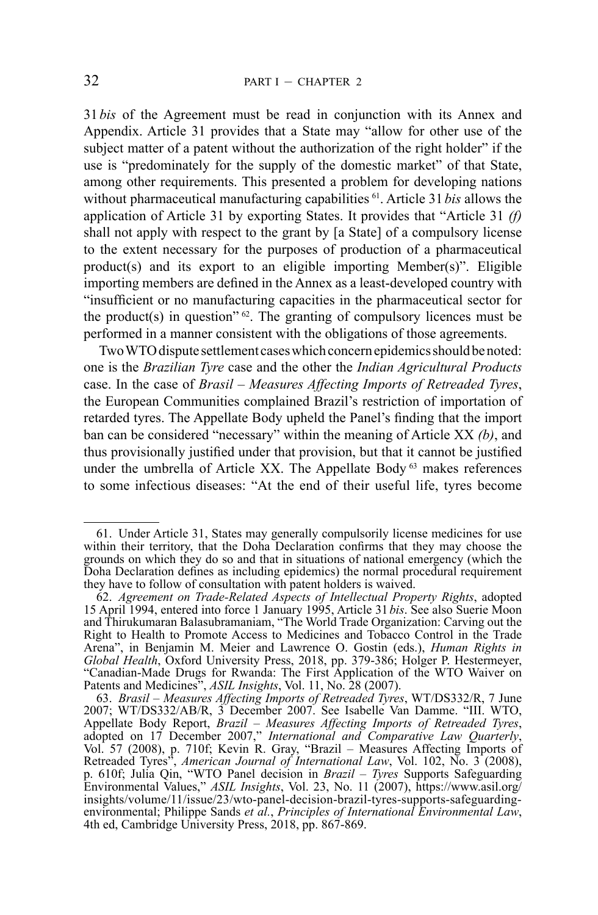31 *bis* of the Agreement must be read in conjunction with its Annex and Appendix. Article 31 provides that a State may "allow for other use of the subject matter of a patent without the authorization of the right holder" if the use is "predominately for the supply of the domestic market" of that State, among other requirements. This presented a problem for developing nations without pharmaceutical manufacturing capabilities [61]. Article 31 *bis* allows the application of Article 31 by exporting States. It provides that "Article 31 *(f)* shall not apply with respect to the grant by [a State] of a compulsory license to the extent necessary for the purposes of production of a pharmaceutical product(s) and its export to an eligible importing Member(s)". Eligible importing members are defined in the Annex as a least-developed country with "insufficient or no manufacturing capacities in the pharmaceutical sector for the product(s) in question" [62]. The granting of compulsory licences must be performed in a manner consistent with the obligations of those agreements.

Two WTO dispute settlement cases which concern epidemics should be noted: one is the *Brazilian Tyre* case and the other the *Indian Agricultural Products* case. In the case of *Brasil – Measures Affecting Imports of Retreaded Tyres*, the European Communities complained Brazil's restriction of importation of retarded tyres. The Appellate Body upheld the Panel's finding that the import ban can be considered "necessary" within the meaning of Article XX *(b)*, and thus provisionally justified under that provision, but that it cannot be justified under the umbrella of Article XX. The Appellate Body [63] makes references to some infectious diseases: "At the end of their useful life, tyres become

---

61. Under Article 31, States may generally compulsorily license medicines for use within their territory, that the Doha Declaration confirms that they may choose the grounds on which they do so and that in situations of national emergency (which the Doha Declaration defines as including epidemics) the normal procedural requirement they have to follow of consultation with patent holders is waived.

62. *Agreement on Trade-Related Aspects of Intellectual Property Rights*, adopted 15 April 1994, entered into force 1 January 1995, Article 31 *bis*. See also Suerie Moon and Thirukumaran Balasubramaniam, "The World Trade Organization: Carving out the Right to Health to Promote Access to Medicines and Tobacco Control in the Trade Arena", in Benjamin M. Meier and Lawrence O. Gostin (eds.), *Human Rights in Global Health*, Oxford University Press, 2018, pp. 379-386; Holger P. Hestermeyer, "Canadian-Made Drugs for Rwanda: The First Application of the WTO Waiver on Patents and Medicines", *ASIL Insights*, Vol. 11, No. 28 (2007).

63. *Brasil – Measures Affecting Imports of Retreaded Tyres*, WT/DS332/R, 7 June 2007; WT/DS332/AB/R, 3 December 2007. See Isabelle Van Damme. "III. WTO, Appellate Body Report, *Brazil – Measures Affecting Imports of Retreaded Tyres*, adopted on 17 December 2007," *International and Comparative Law Quarterly*, Vol. 57 (2008), p. 710f; Kevin R. Gray, "Brazil – Measures Affecting Imports of Retreaded Tyres", *American Journal of International Law*, Vol. 102, No. 3 (2008), p. 610f; Julia Qin, "WTO Panel decision in *Brazil – Tyres* Supports Safeguarding Environmental Values," *ASIL Insights*, Vol. 23, No. 11 (2007), https://www.asil.org/insights/volume/11/issue/23/wto-panel-decision-brazil-tyres-supports-safeguarding-environmental; Philippe Sands *et al.*, *Principles of International Environmental Law*, 4th ed, Cambridge University Press, 2018, pp. 867-869.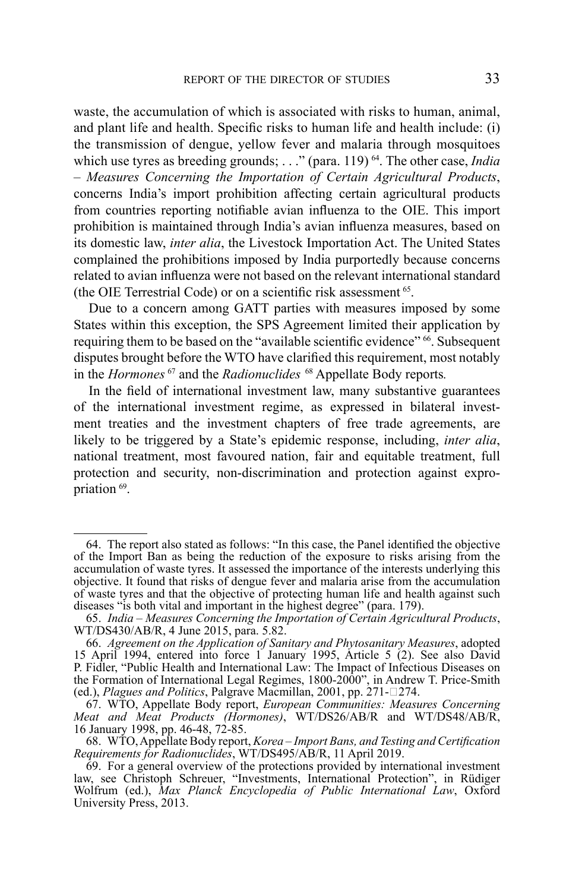waste, the accumulation of which is associated with risks to human, animal, and plant life and health. Specific risks to human life and health include: (i) the transmission of dengue, yellow fever and malaria through mosquitoes which use tyres as breeding grounds; . . ." (para. 119) [64]. The other case, *India – Measures Concerning the Importation of Certain Agricultural Products*, concerns India's import prohibition affecting certain agricultural products from countries reporting notifiable avian influenza to the OIE. This import prohibition is maintained through India's avian influenza measures, based on its domestic law, *inter alia*, the Livestock Importation Act. The United States complained the prohibitions imposed by India purportedly because concerns related to avian influenza were not based on the relevant international standard (the OIE Terrestrial Code) or on a scientific risk assessment [65].

Due to a concern among GATT parties with measures imposed by some States within this exception, the SPS Agreement limited their application by requiring them to be based on the "available scientific evidence" [66]. Subsequent disputes brought before the WTO have clarified this requirement, most notably in the *Hormones* [67] and the *Radionuclides* [68] Appellate Body reports.

In the field of international investment law, many substantive guarantees of the international investment regime, as expressed in bilateral investment treaties and the investment chapters of free trade agreements, are likely to be triggered by a State's epidemic response, including, *inter alia*, national treatment, most favoured nation, fair and equitable treatment, full protection and security, non-discrimination and protection against expropriation [69].

---

64. The report also stated as follows: "In this case, the Panel identified the objective of the Import Ban as being the reduction of the exposure to risks arising from the accumulation of waste tyres. It assessed the importance of the interests underlying this objective. It found that risks of dengue fever and malaria arise from the accumulation of waste tyres and that the objective of protecting human life and health against such diseases "is both vital and important in the highest degree" (para. 179).

65. *India – Measures Concerning the Importation of Certain Agricultural Products*, WT/DS430/AB/R, 4 June 2015, para. 5.82.

66. *Agreement on the Application of Sanitary and Phytosanitary Measures*, adopted 15 April 1994, entered into force 1 January 1995, Article 5 (2). See also David P. Fidler, "Public Health and International Law: The Impact of Infectious Diseases on the Formation of International Legal Regimes, 1800-2000", in Andrew T. Price-Smith (ed.), *Plagues and Politics*, Palgrave Macmillan, 2001, pp. 271-274.

67. WTO, Appellate Body report, *European Communities: Measures Concerning Meat and Meat Products (Hormones)*, WT/DS26/AB/R and WT/DS48/AB/R, 16 January 1998, pp. 46-48, 72-85.

68. WTO, Appellate Body report, *Korea – Import Bans, and Testing and Certification Requirements for Radionuclides*, WT/DS495/AB/R, 11 April 2019.

69. For a general overview of the protections provided by international investment law, see Christoph Schreuer, "Investments, International Protection", in Rüdiger Wolfrum (ed.), *Max Planck Encyclopedia of Public International Law*, Oxford University Press, 2013.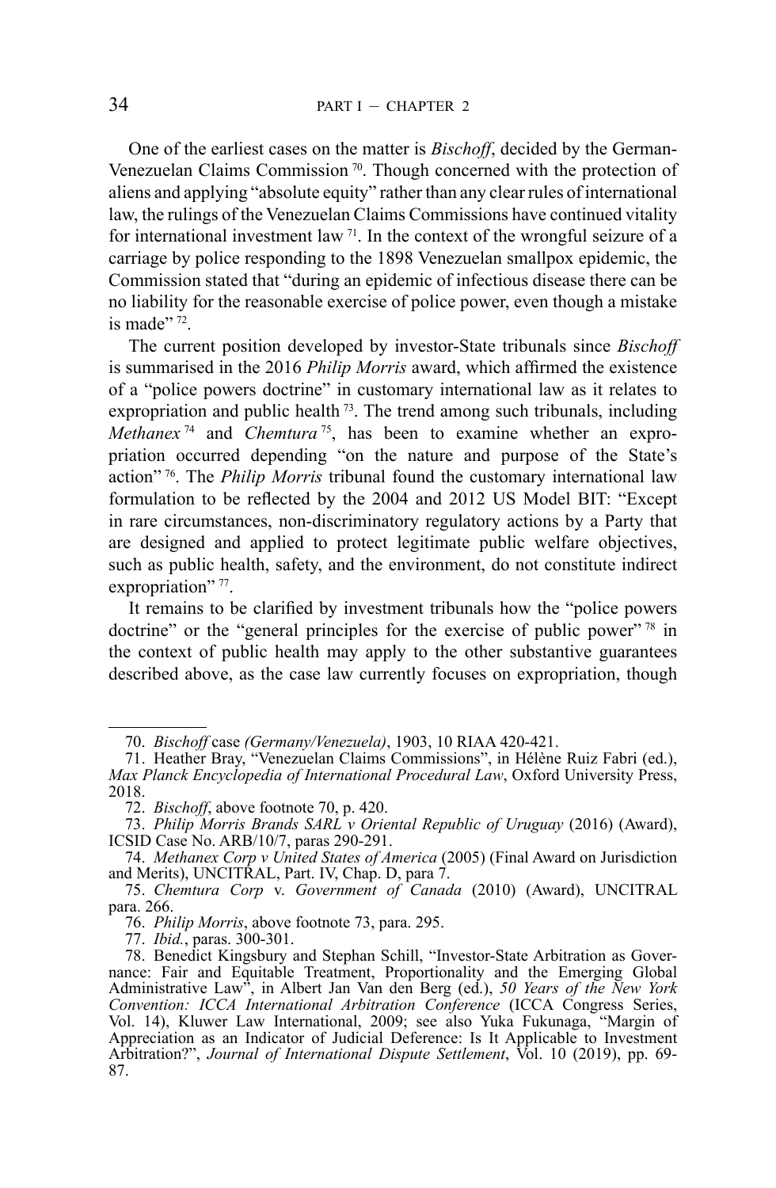One of the earliest cases on the matter is *Bischoff*, decided by the German-Venezuelan Claims Commission [70]. Though concerned with the protection of aliens and applying "absolute equity" rather than any clear rules of international law, the rulings of the Venezuelan Claims Commissions have continued vitality for international investment law [71]. In the context of the wrongful seizure of a carriage by police responding to the 1898 Venezuelan smallpox epidemic, the Commission stated that "during an epidemic of infectious disease there can be no liability for the reasonable exercise of police power, even though a mistake is made" [72].

The current position developed by investor-State tribunals since *Bischoff* is summarised in the 2016 *Philip Morris* award, which affirmed the existence of a "police powers doctrine" in customary international law as it relates to expropriation and public health [73]. The trend among such tribunals, including *Methanex* [74] and *Chemtura* [75], has been to examine whether an expropriation occurred depending "on the nature and purpose of the State's action" [76]. The *Philip Morris* tribunal found the customary international law formulation to be reflected by the 2004 and 2012 US Model BIT: "Except in rare circumstances, non-discriminatory regulatory actions by a Party that are designed and applied to protect legitimate public welfare objectives, such as public health, safety, and the environment, do not constitute indirect expropriation" [77].

It remains to be clarified by investment tribunals how the "police powers doctrine" or the "general principles for the exercise of public power" [78] in the context of public health may apply to the other substantive guarantees described above, as the case law currently focuses on expropriation, though

---

70. *Bischoff* case *(Germany/Venezuela)*, 1903, 10 RIAA 420-421.

71. Heather Bray, "Venezuelan Claims Commissions", in Hélène Ruiz Fabri (ed.), *Max Planck Encyclopedia of International Procedural Law*, Oxford University Press, 2018.

72. *Bischoff*, above footnote 70, p. 420.

73. *Philip Morris Brands SARL v Oriental Republic of Uruguay* (2016) (Award), ICSID Case No. ARB/10/7, paras 290-291.

74. *Methanex Corp v United States of America* (2005) (Final Award on Jurisdiction and Merits), UNCITRAL, Part. IV, Chap. D, para 7.

75. *Chemtura Corp* v. *Government of Canada* (2010) (Award), UNCITRAL para. 266.

76. *Philip Morris*, above footnote 73, para. 295.

77. *Ibid.*, paras. 300-301.

78. Benedict Kingsbury and Stephan Schill, "Investor-State Arbitration as Governance: Fair and Equitable Treatment, Proportionality and the Emerging Global Administrative Law", in Albert Jan Van den Berg (ed.), *50 Years of the New York Convention: ICCA International Arbitration Conference* (ICCA Congress Series, Vol. 14), Kluwer Law International, 2009; see also Yuka Fukunaga, "Margin of Appreciation as an Indicator of Judicial Deference: Is It Applicable to Investment Arbitration?", *Journal of International Dispute Settlement*, Vol. 10 (2019), pp. 69-87.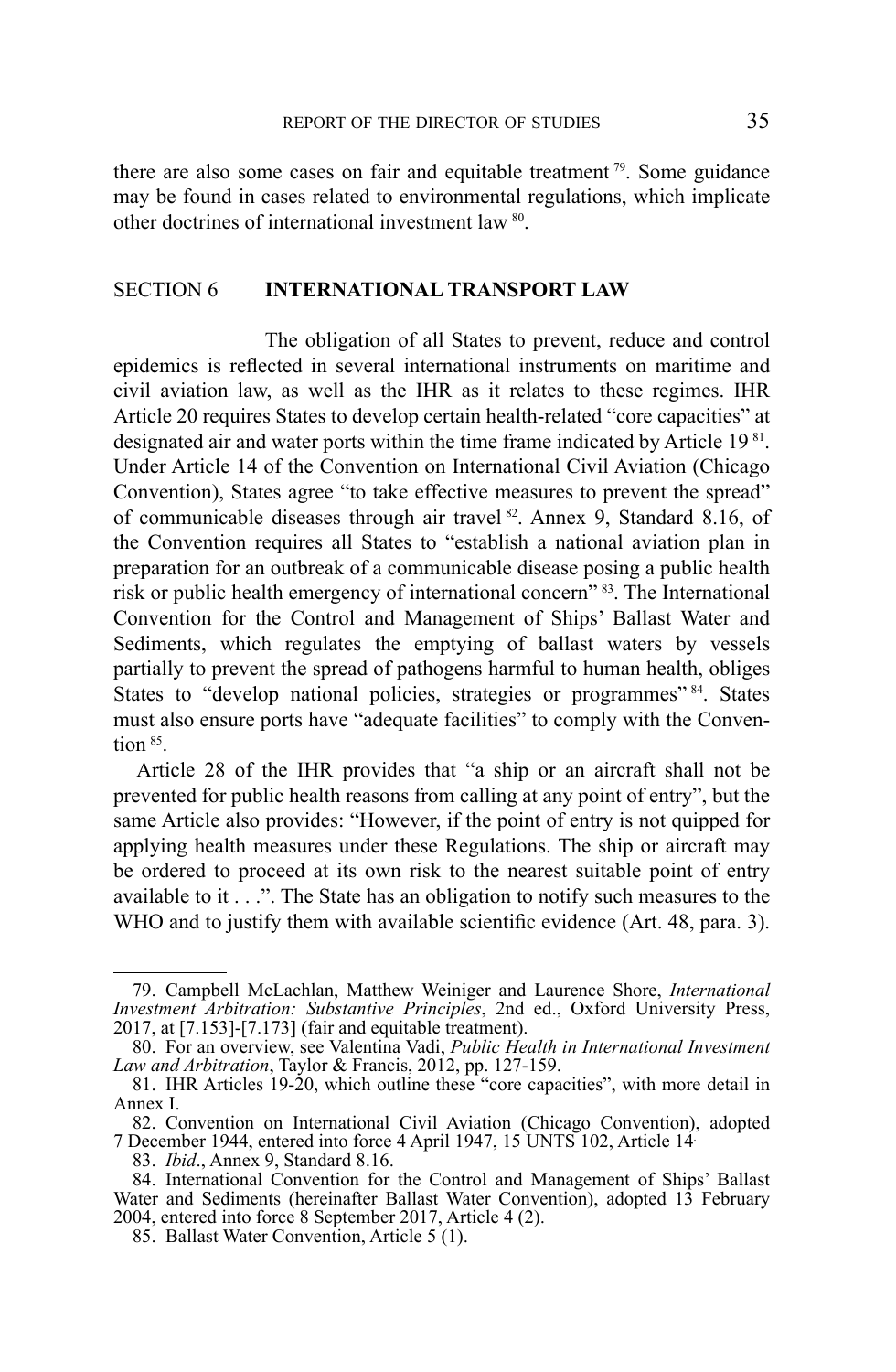there are also some cases on fair and equitable treatment [79]. Some guidance may be found in cases related to environmental regulations, which implicate other doctrines of international investment law [80].

## SECTION 6 **INTERNATIONAL TRANSPORT LAW**

The obligation of all States to prevent, reduce and control epidemics is reflected in several international instruments on maritime and civil aviation law, as well as the IHR as it relates to these regimes. IHR Article 20 requires States to develop certain health-related "core capacities" at designated air and water ports within the time frame indicated by Article 19 [81]. Under Article 14 of the Convention on International Civil Aviation (Chicago Convention), States agree "to take effective measures to prevent the spread" of communicable diseases through air travel [82]. Annex 9, Standard 8.16, of the Convention requires all States to "establish a national aviation plan in preparation for an outbreak of a communicable disease posing a public health risk or public health emergency of international concern" [83]. The International Convention for the Control and Management of Ships' Ballast Water and Sediments, which regulates the emptying of ballast waters by vessels partially to prevent the spread of pathogens harmful to human health, obliges States to "develop national policies, strategies or programmes" [84]. States must also ensure ports have "adequate facilities" to comply with the Convention [85].

Article 28 of the IHR provides that "a ship or an aircraft shall not be prevented for public health reasons from calling at any point of entry", but the same Article also provides: "However, if the point of entry is not quipped for applying health measures under these Regulations. The ship or aircraft may be ordered to proceed at its own risk to the nearest suitable point of entry available to it . . .". The State has an obligation to notify such measures to the WHO and to justify them with available scientific evidence (Art. 48, para. 3).

---

79. Campbell McLachlan, Matthew Weiniger and Laurence Shore, *International Investment Arbitration: Substantive Principles*, 2nd ed., Oxford University Press, 2017, at [7.153]-[7.173] (fair and equitable treatment).

80. For an overview, see Valentina Vadi, *Public Health in International Investment Law and Arbitration*, Taylor & Francis, 2012, pp. 127-159.

81. IHR Articles 19-20, which outline these "core capacities", with more detail in Annex I.

82. Convention on International Civil Aviation (Chicago Convention), adopted 7 December 1944, entered into force 4 April 1947, 15 UNTS 102, Article 14.

83. *Ibid*., Annex 9, Standard 8.16.

84. International Convention for the Control and Management of Ships' Ballast Water and Sediments (hereinafter Ballast Water Convention), adopted 13 February 2004, entered into force 8 September 2017, Article 4 (2).

85. Ballast Water Convention, Article 5 (1).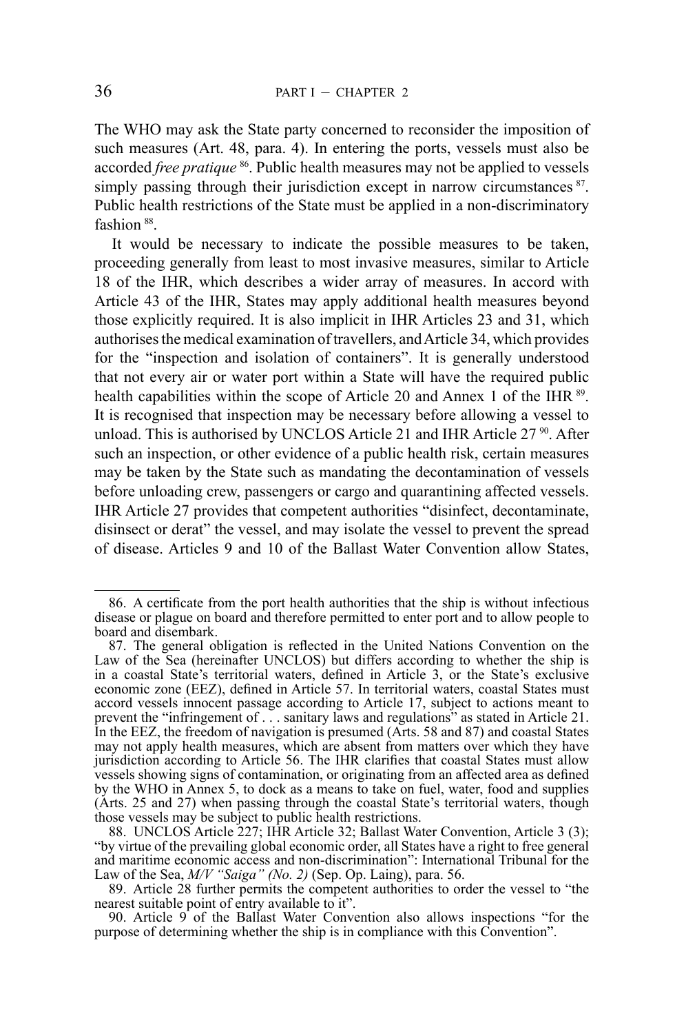The WHO may ask the State party concerned to reconsider the imposition of such measures (Art. 48, para. 4). In entering the ports, vessels must also be accorded *free pratique* [86]. Public health measures may not be applied to vessels simply passing through their jurisdiction except in narrow circumstances [87]. Public health restrictions of the State must be applied in a non-discriminatory fashion [88].

It would be necessary to indicate the possible measures to be taken, proceeding generally from least to most invasive measures, similar to Article 18 of the IHR, which describes a wider array of measures. In accord with Article 43 of the IHR, States may apply additional health measures beyond those explicitly required. It is also implicit in IHR Articles 23 and 31, which authorises the medical examination of travellers, and Article 34, which provides for the "inspection and isolation of containers". It is generally understood that not every air or water port within a State will have the required public health capabilities within the scope of Article 20 and Annex 1 of the IHR [89]. It is recognised that inspection may be necessary before allowing a vessel to unload. This is authorised by UNCLOS Article 21 and IHR Article 27 [90]. After such an inspection, or other evidence of a public health risk, certain measures may be taken by the State such as mandating the decontamination of vessels before unloading crew, passengers or cargo and quarantining affected vessels. IHR Article 27 provides that competent authorities "disinfect, decontaminate, disinsect or derat" the vessel, and may isolate the vessel to prevent the spread of disease. Articles 9 and 10 of the Ballast Water Convention allow States,

---

86. A certificate from the port health authorities that the ship is without infectious disease or plague on board and therefore permitted to enter port and to allow people to board and disembark.

87. The general obligation is reflected in the United Nations Convention on the Law of the Sea (hereinafter UNCLOS) but differs according to whether the ship is in a coastal State's territorial waters, defined in Article 3, or the State's exclusive economic zone (EEZ), defined in Article 57. In territorial waters, coastal States must accord vessels innocent passage according to Article 17, subject to actions meant to prevent the "infringement of . . . sanitary laws and regulations" as stated in Article 21. In the EEZ, the freedom of navigation is presumed (Arts. 58 and 87) and coastal States may not apply health measures, which are absent from matters over which they have jurisdiction according to Article 56. The IHR clarifies that coastal States must allow vessels showing signs of contamination, or originating from an affected area as defined by the WHO in Annex 5, to dock as a means to take on fuel, water, food and supplies (Arts. 25 and 27) when passing through the coastal State's territorial waters, though those vessels may be subject to public health restrictions.

88. UNCLOS Article 227; IHR Article 32; Ballast Water Convention, Article 3 (3); "by virtue of the prevailing global economic order, all States have a right to free general and maritime economic access and non-discrimination": International Tribunal for the Law of the Sea, *M/V "Saiga" (No. 2)* (Sep. Op. Laing), para. 56.

89. Article 28 further permits the competent authorities to order the vessel to "the nearest suitable point of entry available to it".

90. Article 9 of the Ballast Water Convention also allows inspections "for the purpose of determining whether the ship is in compliance with this Convention".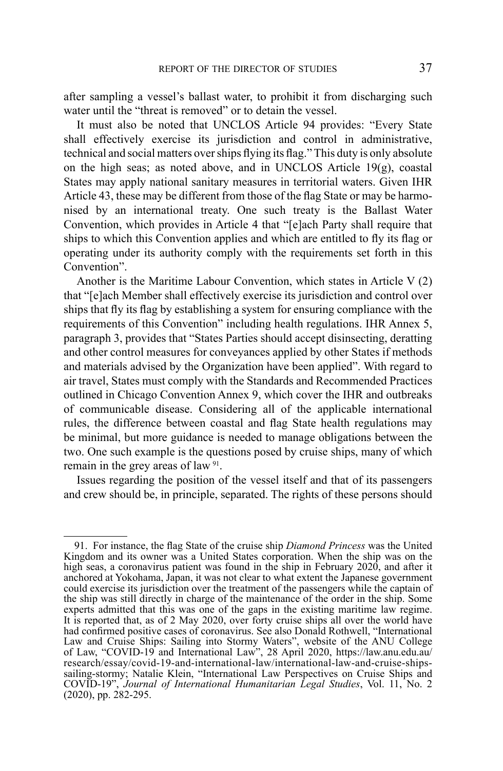after sampling a vessel's ballast water, to prohibit it from discharging such water until the "threat is removed" or to detain the vessel.

It must also be noted that UNCLOS Article 94 provides: "Every State shall effectively exercise its jurisdiction and control in administrative, technical and social matters over ships flying its flag." This duty is only absolute on the high seas; as noted above, and in UNCLOS Article 19(g), coastal States may apply national sanitary measures in territorial waters. Given IHR Article 43, these may be different from those of the flag State or may be harmonised by an international treaty. One such treaty is the Ballast Water Convention, which provides in Article 4 that "[e]ach Party shall require that ships to which this Convention applies and which are entitled to fly its flag or operating under its authority comply with the requirements set forth in this Convention".

Another is the Maritime Labour Convention, which states in Article V (2) that "[e]ach Member shall effectively exercise its jurisdiction and control over ships that fly its flag by establishing a system for ensuring compliance with the requirements of this Convention" including health regulations. IHR Annex 5, paragraph 3, provides that "States Parties should accept disinsecting, deratting and other control measures for conveyances applied by other States if methods and materials advised by the Organization have been applied". With regard to air travel, States must comply with the Standards and Recommended Practices outlined in Chicago Convention Annex 9, which cover the IHR and outbreaks of communicable disease. Considering all of the applicable international rules, the difference between coastal and flag State health regulations may be minimal, but more guidance is needed to manage obligations between the two. One such example is the questions posed by cruise ships, many of which remain in the grey areas of law [91].

Issues regarding the position of the vessel itself and that of its passengers and crew should be, in principle, separated. The rights of these persons should

---

91. For instance, the flag State of the cruise ship *Diamond Princess* was the United Kingdom and its owner was a United States corporation. When the ship was on the high seas, a coronavirus patient was found in the ship in February 2020, and after it anchored at Yokohama, Japan, it was not clear to what extent the Japanese government could exercise its jurisdiction over the treatment of the passengers while the captain of the ship was still directly in charge of the maintenance of the order in the ship. Some experts admitted that this was one of the gaps in the existing maritime law regime. It is reported that, as of 2 May 2020, over forty cruise ships all over the world have had confirmed positive cases of coronavirus. See also Donald Rothwell, "International Law and Cruise Ships: Sailing into Stormy Waters", website of the ANU College of Law, "COVID-19 and International Law", 28 April 2020, https://law.anu.edu.au/research/essay/covid-19-and-international-law/international-law-and-cruise-ships-sailing-stormy; Natalie Klein, "International Law Perspectives on Cruise Ships and COVID-19", *Journal of International Humanitarian Legal Studies*, Vol. 11, No. 2 (2020), pp. 282-295.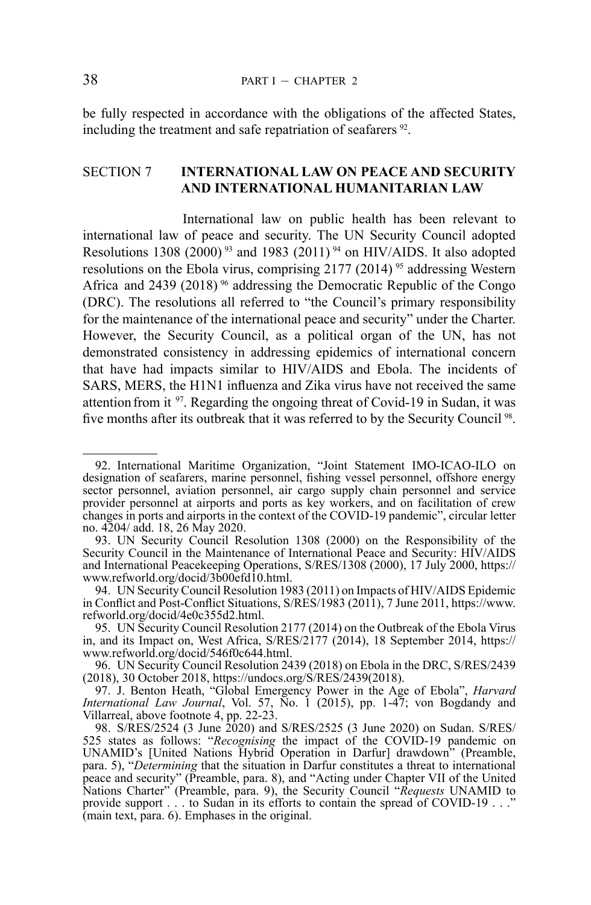be fully respected in accordance with the obligations of the affected States, including the treatment and safe repatriation of seafarers [92].

## SECTION 7 INTERNATIONAL LAW ON PEACE AND SECURITY AND INTERNATIONAL HUMANITARIAN LAW

International law on public health has been relevant to international law of peace and security. The UN Security Council adopted Resolutions 1308 (2000) [93] and 1983 (2011) [94] on HIV/AIDS. It also adopted resolutions on the Ebola virus, comprising 2177 (2014) [95] addressing Western Africa and 2439 (2018) [96] addressing the Democratic Republic of the Congo (DRC). The resolutions all referred to "the Council's primary responsibility for the maintenance of the international peace and security" under the Charter. However, the Security Council, as a political organ of the UN, has not demonstrated consistency in addressing epidemics of international concern that have had impacts similar to HIV/AIDS and Ebola. The incidents of SARS, MERS, the H1N1 influenza and Zika virus have not received the same attention from it [97]. Regarding the ongoing threat of Covid-19 in Sudan, it was five months after its outbreak that it was referred to by the Security Council [98].

---

92. International Maritime Organization, "Joint Statement IMO-ICAO-ILO on designation of seafarers, marine personnel, fishing vessel personnel, offshore energy sector personnel, aviation personnel, air cargo supply chain personnel and service provider personnel at airports and ports as key workers, and on facilitation of crew changes in ports and airports in the context of the COVID-19 pandemic", circular letter no. 4204/ add. 18, 26 May 2020.

93. UN Security Council Resolution 1308 (2000) on the Responsibility of the Security Council in the Maintenance of International Peace and Security: HIV/AIDS and International Peacekeeping Operations, S/RES/1308 (2000), 17 July 2000, https://www.refworld.org/docid/3b00efd10.html.

94. UN Security Council Resolution 1983 (2011) on Impacts of HIV/AIDS Epidemic in Conflict and Post-Conflict Situations, S/RES/1983 (2011), 7 June 2011, https://www.refworld.org/docid/4e0c355d2.html.

95. UN Security Council Resolution 2177 (2014) on the Outbreak of the Ebola Virus in, and its Impact on, West Africa, S/RES/2177 (2014), 18 September 2014, https://www.refworld.org/docid/546f0c644.html.

96. UN Security Council Resolution 2439 (2018) on Ebola in the DRC, S/RES/2439 (2018), 30 October 2018, https://undocs.org/S/RES/2439(2018).

97. J. Benton Heath, "Global Emergency Power in the Age of Ebola", *Harvard International Law Journal*, Vol. 57, No. 1 (2015), pp. 1-47; von Bogdandy and Villarreal, above footnote 4, pp. 22-23.

98. S/RES/2524 (3 June 2020) and S/RES/2525 (3 June 2020) on Sudan. S/RES/525 states as follows: "*Recognising* the impact of the COVID-19 pandemic on UNAMID's [United Nations Hybrid Operation in Darfur] drawdown" (Preamble, para. 5), "*Determining* that the situation in Darfur constitutes a threat to international peace and security" (Preamble, para. 8), and "Acting under Chapter VII of the United Nations Charter" (Preamble, para. 9), the Security Council "*Requests* UNAMID to provide support . . . to Sudan in its efforts to contain the spread of COVID-19 . . ." (main text, para. 6). Emphases in the original.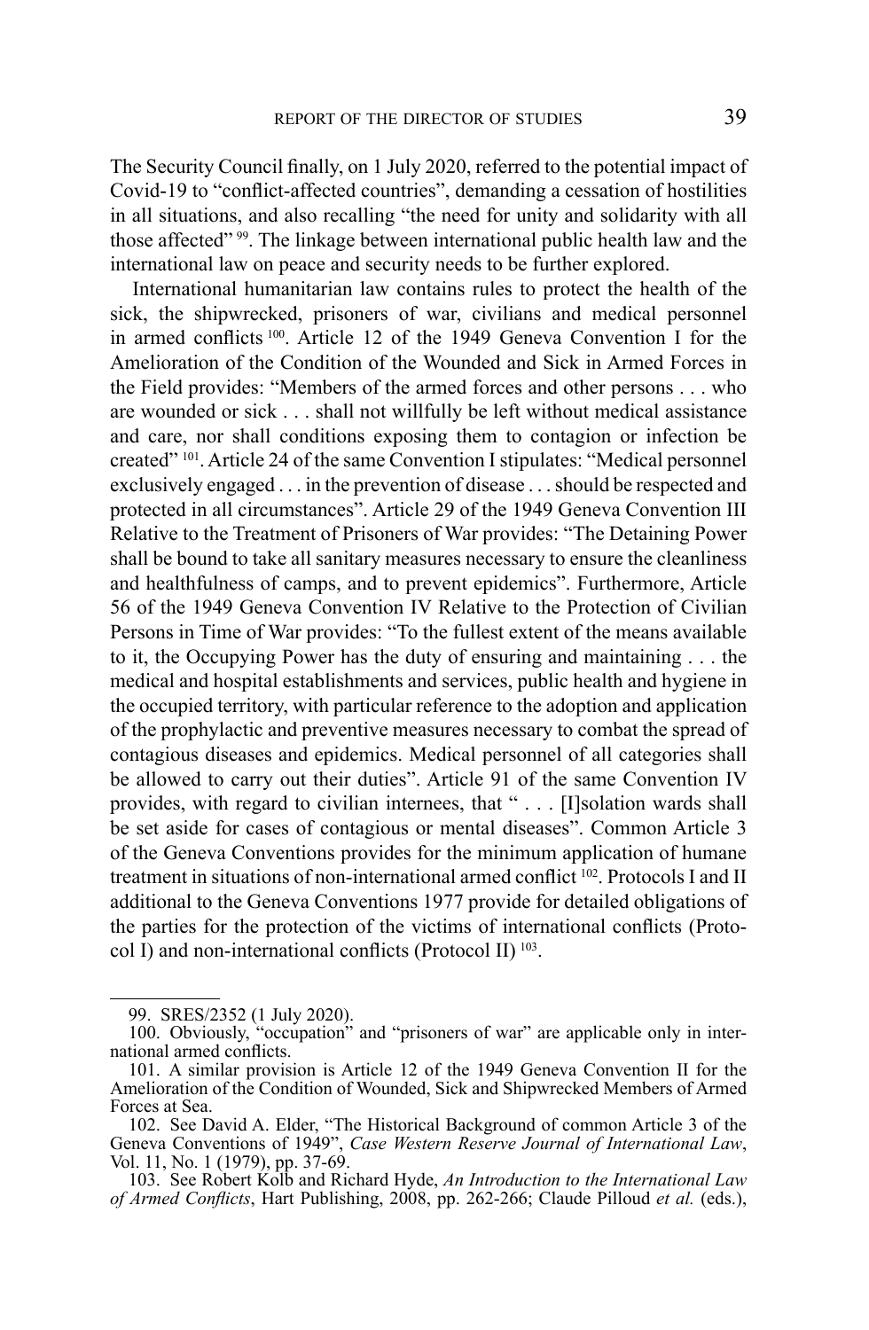The Security Council finally, on 1 July 2020, referred to the potential impact of Covid-19 to "conflict-affected countries", demanding a cessation of hostilities in all situations, and also recalling "the need for unity and solidarity with all those affected" [99]. The linkage between international public health law and the international law on peace and security needs to be further explored.

International humanitarian law contains rules to protect the health of the sick, the shipwrecked, prisoners of war, civilians and medical personnel in armed conflicts [100]. Article 12 of the 1949 Geneva Convention I for the Amelioration of the Condition of the Wounded and Sick in Armed Forces in the Field provides: "Members of the armed forces and other persons . . . who are wounded or sick . . . shall not willfully be left without medical assistance and care, nor shall conditions exposing them to contagion or infection be created" [101]. Article 24 of the same Convention I stipulates: "Medical personnel exclusively engaged . . . in the prevention of disease . . . should be respected and protected in all circumstances". Article 29 of the 1949 Geneva Convention III Relative to the Treatment of Prisoners of War provides: "The Detaining Power shall be bound to take all sanitary measures necessary to ensure the cleanliness and healthfulness of camps, and to prevent epidemics". Furthermore, Article 56 of the 1949 Geneva Convention IV Relative to the Protection of Civilian Persons in Time of War provides: "To the fullest extent of the means available to it, the Occupying Power has the duty of ensuring and maintaining . . . the medical and hospital establishments and services, public health and hygiene in the occupied territory, with particular reference to the adoption and application of the prophylactic and preventive measures necessary to combat the spread of contagious diseases and epidemics. Medical personnel of all categories shall be allowed to carry out their duties". Article 91 of the same Convention IV provides, with regard to civilian internees, that " . . . [I]solation wards shall be set aside for cases of contagious or mental diseases". Common Article 3 of the Geneva Conventions provides for the minimum application of humane treatment in situations of non-international armed conflict [102]. Protocols I and II additional to the Geneva Conventions 1977 provide for detailed obligations of the parties for the protection of the victims of international conflicts (Protocol I) and non-international conflicts (Protocol II) [103].

---

99. SRES/2352 (1 July 2020).

100. Obviously, "occupation" and "prisoners of war" are applicable only in international armed conflicts.

101. A similar provision is Article 12 of the 1949 Geneva Convention II for the Amelioration of the Condition of Wounded, Sick and Shipwrecked Members of Armed Forces at Sea.

102. See David A. Elder, "The Historical Background of common Article 3 of the Geneva Conventions of 1949", *Case Western Reserve Journal of International Law*, Vol. 11, No. 1 (1979), pp. 37-69.

103. See Robert Kolb and Richard Hyde, *An Introduction to the International Law of Armed Conflicts*, Hart Publishing, 2008, pp. 262-266; Claude Pilloud *et al.* (eds.),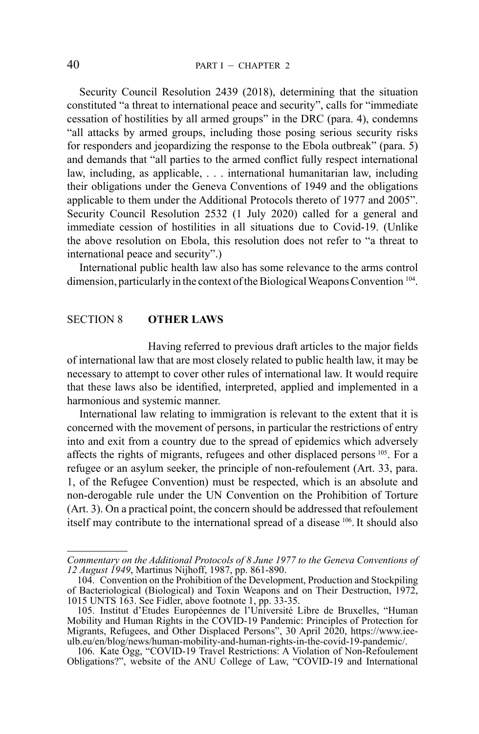Security Council Resolution 2439 (2018), determining that the situation constituted "a threat to international peace and security", calls for "immediate cessation of hostilities by all armed groups" in the DRC (para. 4), condemns "all attacks by armed groups, including those posing serious security risks for responders and jeopardizing the response to the Ebola outbreak" (para. 5) and demands that "all parties to the armed conflict fully respect international law, including, as applicable, . . . international humanitarian law, including their obligations under the Geneva Conventions of 1949 and the obligations applicable to them under the Additional Protocols thereto of 1977 and 2005". Security Council Resolution 2532 (1 July 2020) called for a general and immediate cession of hostilities in all situations due to Covid-19. (Unlike the above resolution on Ebola, this resolution does not refer to "a threat to international peace and security".)

International public health law also has some relevance to the arms control dimension, particularly in the context of the Biological Weapons Convention [104].

## SECTION 8 **OTHER LAWS**

Having referred to previous draft articles to the major fields of international law that are most closely related to public health law, it may be necessary to attempt to cover other rules of international law. It would require that these laws also be identified, interpreted, applied and implemented in a harmonious and systemic manner.

International law relating to immigration is relevant to the extent that it is concerned with the movement of persons, in particular the restrictions of entry into and exit from a country due to the spread of epidemics which adversely affects the rights of migrants, refugees and other displaced persons [105]. For a refugee or an asylum seeker, the principle of non-refoulement (Art. 33, para. 1, of the Refugee Convention) must be respected, which is an absolute and non-derogable rule under the UN Convention on the Prohibition of Torture (Art. 3). On a practical point, the concern should be addressed that refoulement itself may contribute to the international spread of a disease [106]. It should also

---

*Commentary on the Additional Protocols of 8 June 1977 to the Geneva Conventions of 12 August 1949*, Martinus Nijhoff, 1987, pp. 861-890.

104. Convention on the Prohibition of the Development, Production and Stockpiling of Bacteriological (Biological) and Toxin Weapons and on Their Destruction, 1972, 1015 UNTS 163. See Fidler, above footnote 1, pp. 33-35.

105. Institut d'Etudes Européennes de l'Université Libre de Bruxelles, "Human Mobility and Human Rights in the COVID-19 Pandemic: Principles of Protection for Migrants, Refugees, and Other Displaced Persons", 30 April 2020, https://www.iee-ulb.eu/en/blog/news/human-mobility-and-human-rights-in-the-covid-19-pandemic/.

106. Kate Ogg, "COVID-19 Travel Restrictions: A Violation of Non-Refoulement Obligations?", website of the ANU College of Law, "COVID-19 and International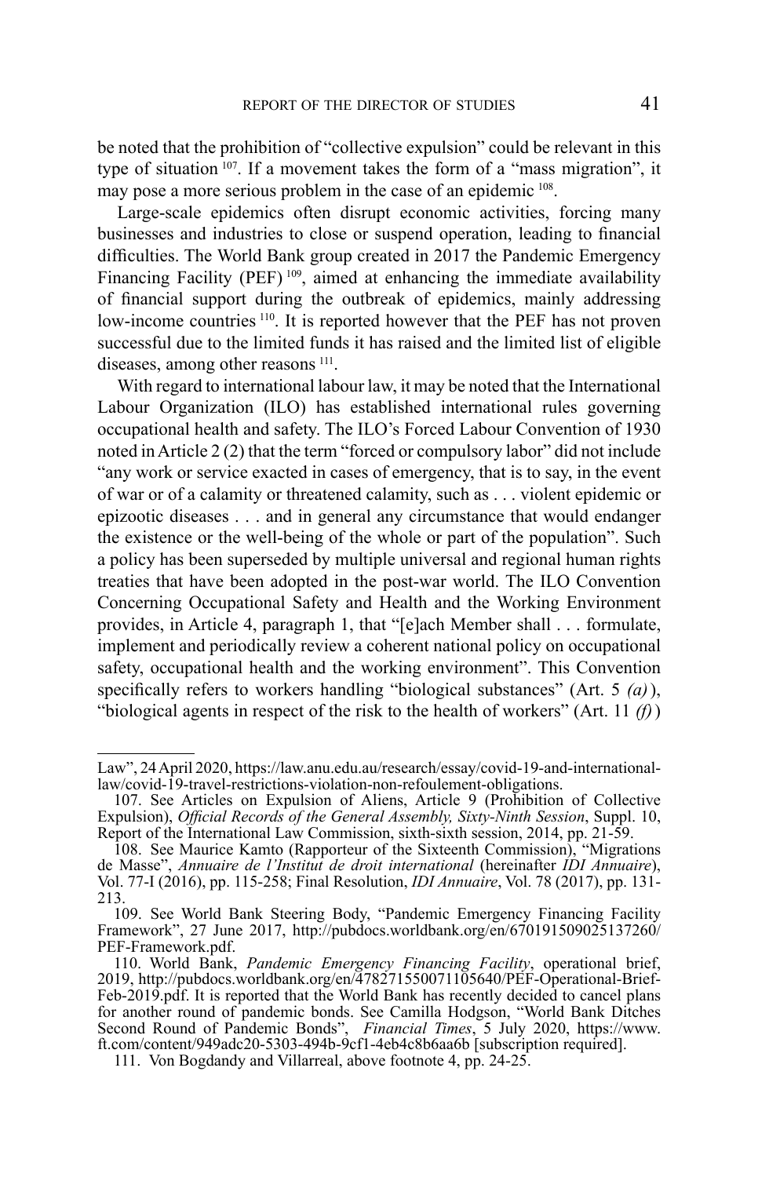be noted that the prohibition of "collective expulsion" could be relevant in this type of situation [107]. If a movement takes the form of a "mass migration", it may pose a more serious problem in the case of an epidemic [108].

Large-scale epidemics often disrupt economic activities, forcing many businesses and industries to close or suspend operation, leading to financial difficulties. The World Bank group created in 2017 the Pandemic Emergency Financing Facility (PEF) [109], aimed at enhancing the immediate availability of financial support during the outbreak of epidemics, mainly addressing low-income countries [110]. It is reported however that the PEF has not proven successful due to the limited funds it has raised and the limited list of eligible diseases, among other reasons [111].

With regard to international labour law, it may be noted that the International Labour Organization (ILO) has established international rules governing occupational health and safety. The ILO's Forced Labour Convention of 1930 noted in Article 2 (2) that the term "forced or compulsory labor" did not include "any work or service exacted in cases of emergency, that is to say, in the event of war or of a calamity or threatened calamity, such as . . . violent epidemic or epizootic diseases . . . and in general any circumstance that would endanger the existence or the well-being of the whole or part of the population". Such a policy has been superseded by multiple universal and regional human rights treaties that have been adopted in the post-war world. The ILO Convention Concerning Occupational Safety and Health and the Working Environment provides, in Article 4, paragraph 1, that "[e]ach Member shall . . . formulate, implement and periodically review a coherent national policy on occupational safety, occupational health and the working environment". This Convention specifically refers to workers handling "biological substances" (Art. 5 *(a)*), "biological agents in respect of the risk to the health of workers" (Art. 11 *(f)*)

---

Law", 24 April 2020, https://law.anu.edu.au/research/essay/covid-19-and-international-law/covid-19-travel-restrictions-violation-non-refoulement-obligations.

107. See Articles on Expulsion of Aliens, Article 9 (Prohibition of Collective Expulsion), *Official Records of the General Assembly, Sixty-Ninth Session*, Suppl. 10, Report of the International Law Commission, sixth-sixth session, 2014, pp. 21-59.

108. See Maurice Kamto (Rapporteur of the Sixteenth Commission), "Migrations de Masse", *Annuaire de l'Institut de droit international* (hereinafter *IDI Annuaire*), Vol. 77-I (2016), pp. 115-258; Final Resolution, *IDI Annuaire*, Vol. 78 (2017), pp. 131-213.

109. See World Bank Steering Body, "Pandemic Emergency Financing Facility Framework", 27 June 2017, http://pubdocs.worldbank.org/en/670191509025137260/PEF-Framework.pdf.

110. World Bank, *Pandemic Emergency Financing Facility*, operational brief, 2019, http://pubdocs.worldbank.org/en/478271550071105640/PEF-Operational-Brief-Feb-2019.pdf. It is reported that the World Bank has recently decided to cancel plans for another round of pandemic bonds. See Camilla Hodgson, "World Bank Ditches Second Round of Pandemic Bonds", *Financial Times*, 5 July 2020, https://www.ft.com/content/949adc20-5303-494b-9cf1-4eb4c8b6aa6b [subscription required].

111. Von Bogdandy and Villarreal, above footnote 4, pp. 24-25.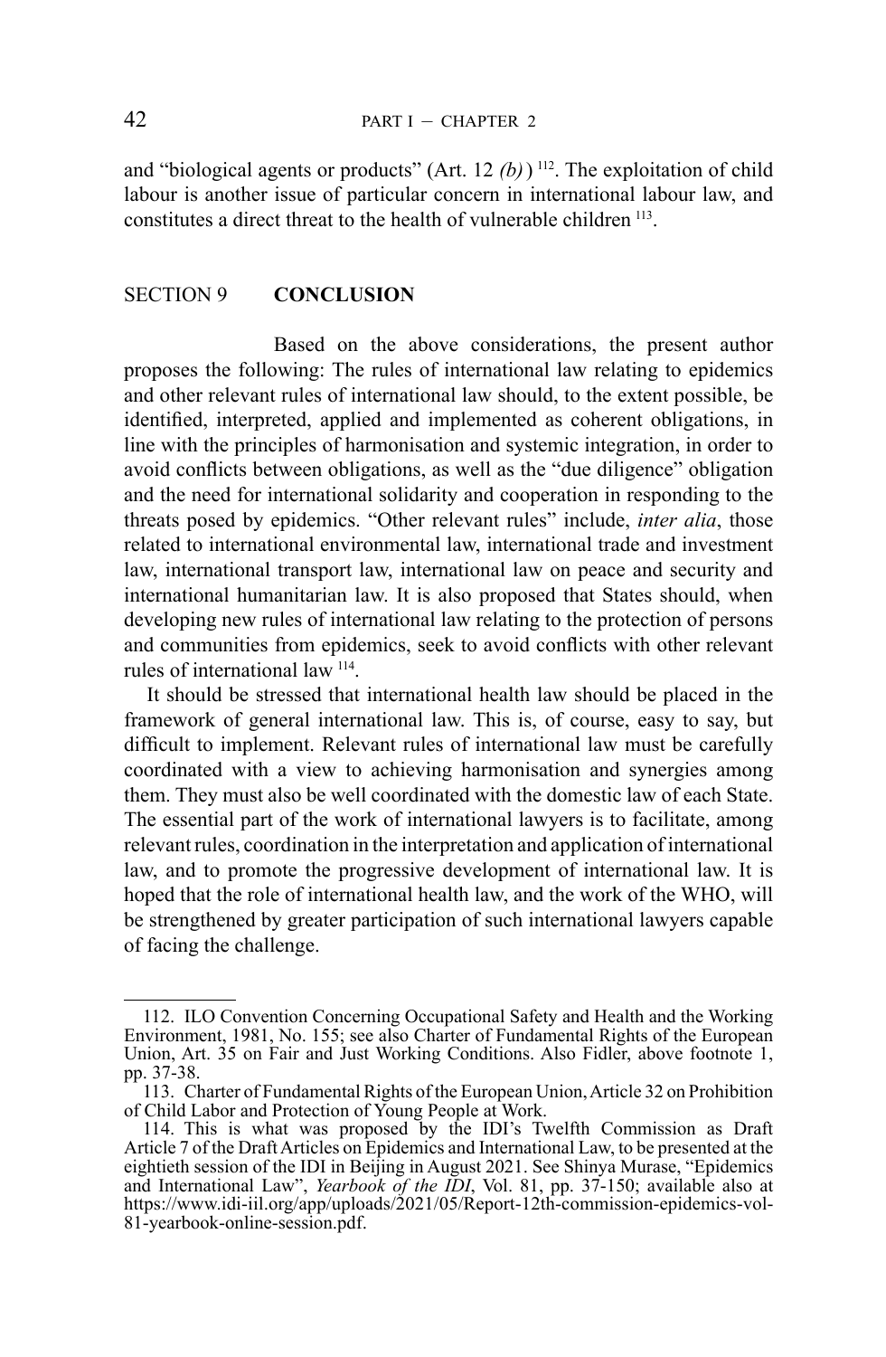and "biological agents or products" (Art. 12 *(b)*)[112]. The exploitation of child labour is another issue of particular concern in international labour law, and constitutes a direct threat to the health of vulnerable children[113].

## SECTION 9 **CONCLUSION**

Based on the above considerations, the present author proposes the following: The rules of international law relating to epidemics and other relevant rules of international law should, to the extent possible, be identified, interpreted, applied and implemented as coherent obligations, in line with the principles of harmonisation and systemic integration, in order to avoid conflicts between obligations, as well as the "due diligence" obligation and the need for international solidarity and cooperation in responding to the threats posed by epidemics. "Other relevant rules" include, *inter alia*, those related to international environmental law, international trade and investment law, international transport law, international law on peace and security and international humanitarian law. It is also proposed that States should, when developing new rules of international law relating to the protection of persons and communities from epidemics, seek to avoid conflicts with other relevant rules of international law[114].

It should be stressed that international health law should be placed in the framework of general international law. This is, of course, easy to say, but difficult to implement. Relevant rules of international law must be carefully coordinated with a view to achieving harmonisation and synergies among them. They must also be well coordinated with the domestic law of each State. The essential part of the work of international lawyers is to facilitate, among relevant rules, coordination in the interpretation and application of international law, and to promote the progressive development of international law. It is hoped that the role of international health law, and the work of the WHO, will be strengthened by greater participation of such international lawyers capable of facing the challenge.

---

112. ILO Convention Concerning Occupational Safety and Health and the Working Environment, 1981, No. 155; see also Charter of Fundamental Rights of the European Union, Art. 35 on Fair and Just Working Conditions. Also Fidler, above footnote 1, pp. 37-38.

113. Charter of Fundamental Rights of the European Union, Article 32 on Prohibition of Child Labor and Protection of Young People at Work.

114. This is what was proposed by the IDI's Twelfth Commission as Draft Article 7 of the Draft Articles on Epidemics and International Law, to be presented at the eightieth session of the IDI in Beijing in August 2021. See Shinya Murase, "Epidemics and International Law", *Yearbook of the IDI*, Vol. 81, pp. 37-150; available also at https://www.idi-iil.org/app/uploads/2021/05/Report-12th-commission-epidemics-vol-81-yearbook-online-session.pdf.